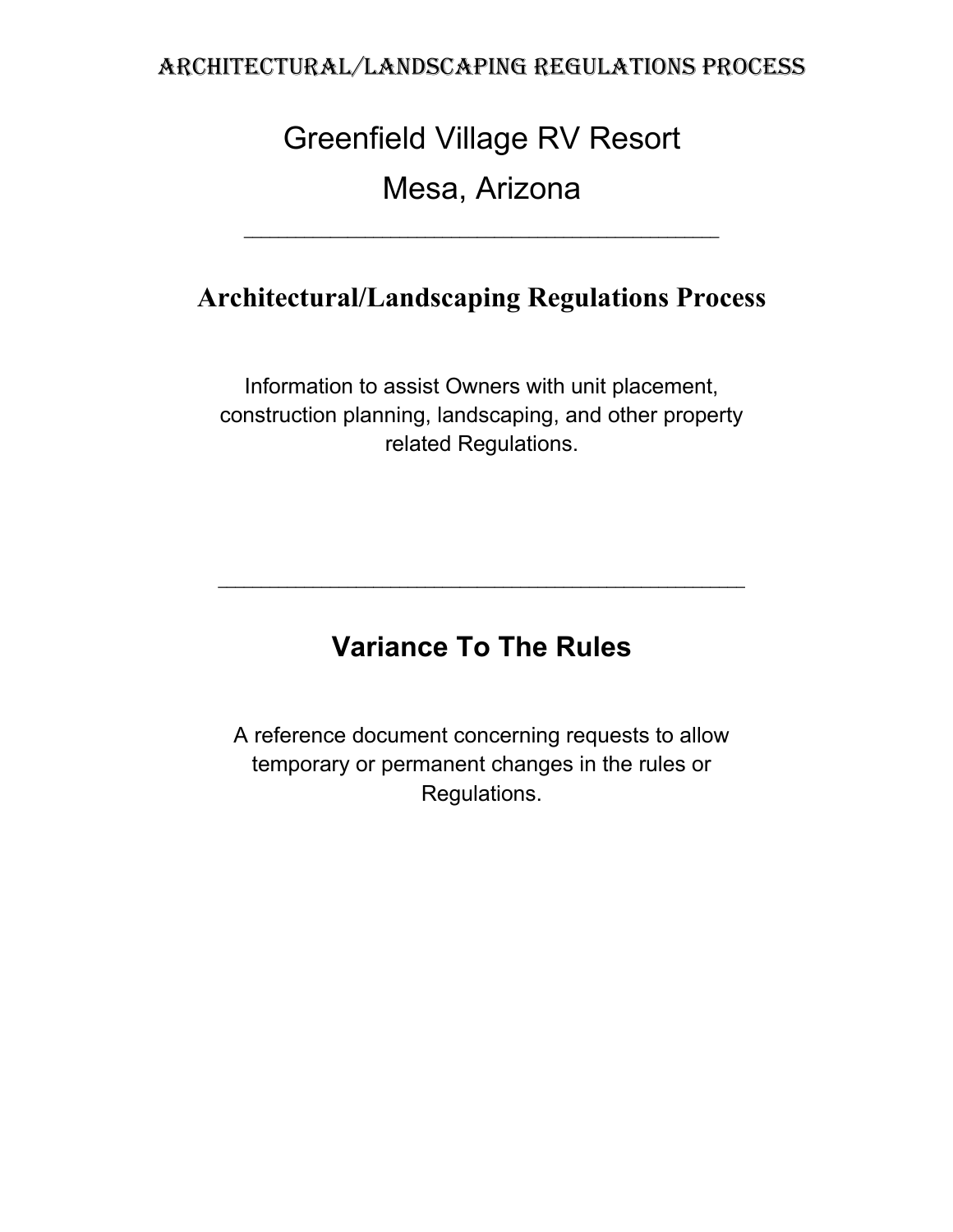# Greenfield Village RV Resort

# Mesa, Arizona

---

## Architectural/Landscaping Regulations Process

Information to assist Owners with unit placement, construction planning, landscaping, and other property related Regulations.

---

## Variance To The Rules

A reference document concerning requests to allow temporary or permanent changes in the rules or Regulations.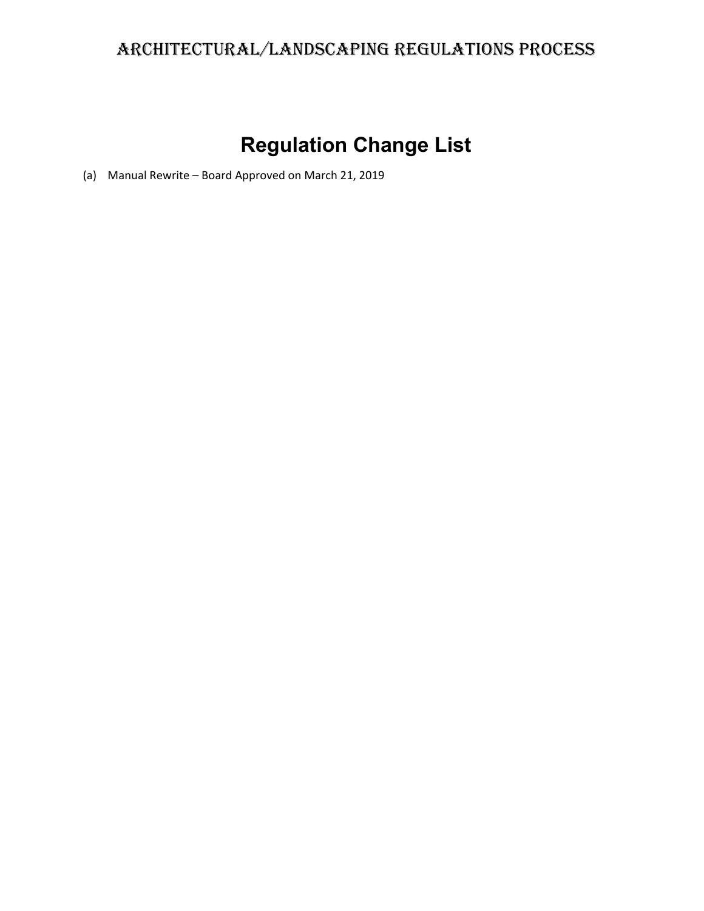# Regulation Change List

(a) Manual Rewrite – Board Approved on March 21, 2019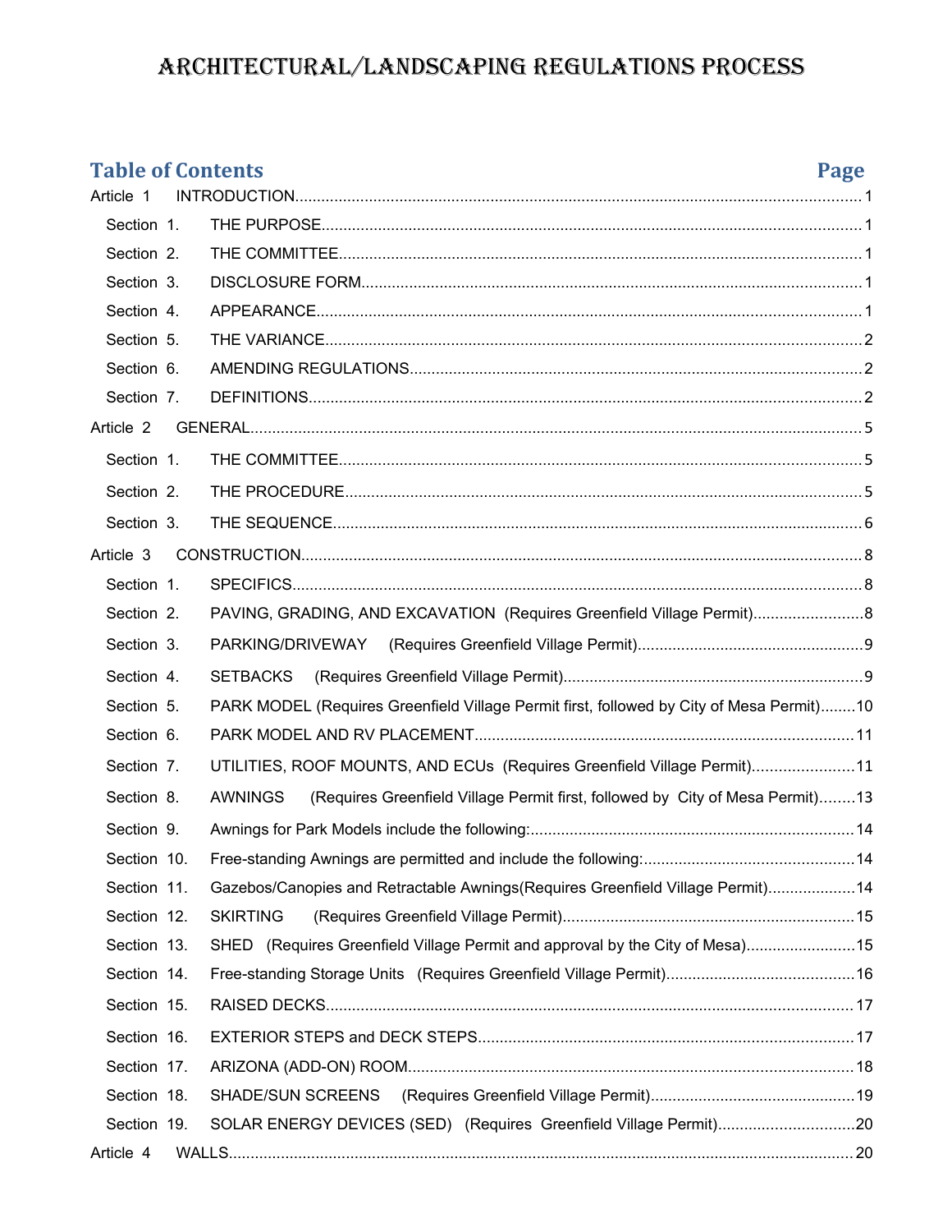# ARCHITECTURAL/LANDSCAPING REGULATIONS PROCESS

## Table of Contents

| | | Page |
|---|---|---|
| Article 1 | INTRODUCTION | 1 |
| Section 1. | THE PURPOSE | 1 |
| Section 2. | THE COMMITTEE | 1 |
| Section 3. | DISCLOSURE FORM | 1 |
| Section 4. | APPEARANCE | 1 |
| Section 5. | THE VARIANCE | 2 |
| Section 6. | AMENDING REGULATIONS | 2 |
| Section 7. | DEFINITIONS | 2 |
| Article 2 | GENERAL | 5 |
| Section 1. | THE COMMITTEE | 5 |
| Section 2. | THE PROCEDURE | 5 |
| Section 3. | THE SEQUENCE | 6 |
| Article 3 | CONSTRUCTION | 8 |
| Section 1. | SPECIFICS | 8 |
| Section 2. | PAVING, GRADING, AND EXCAVATION (Requires Greenfield Village Permit) | 8 |
| Section 3. | PARKING/DRIVEWAY (Requires Greenfield Village Permit) | 9 |
| Section 4. | SETBACKS (Requires Greenfield Village Permit) | 9 |
| Section 5. | PARK MODEL (Requires Greenfield Village Permit first, followed by City of Mesa Permit) | 10 |
| Section 6. | PARK MODEL AND RV PLACEMENT | 11 |
| Section 7. | UTILITIES, ROOF MOUNTS, AND ECUs (Requires Greenfield Village Permit) | 11 |
| Section 8. | AWNINGS (Requires Greenfield Village Permit first, followed by City of Mesa Permit) | 13 |
| Section 9. | Awnings for Park Models include the following: | 14 |
| Section 10. | Free-standing Awnings are permitted and include the following: | 14 |
| Section 11. | Gazebos/Canopies and Retractable Awnings(Requires Greenfield Village Permit) | 14 |
| Section 12. | SKIRTING (Requires Greenfield Village Permit) | 15 |
| Section 13. | SHED (Requires Greenfield Village Permit and approval by the City of Mesa) | 15 |
| Section 14. | Free-standing Storage Units (Requires Greenfield Village Permit) | 16 |
| Section 15. | RAISED DECKS | 17 |
| Section 16. | EXTERIOR STEPS and DECK STEPS | 17 |
| Section 17. | ARIZONA (ADD-ON) ROOM | 18 |
| Section 18. | SHADE/SUN SCREENS (Requires Greenfield Village Permit) | 19 |
| Section 19. | SOLAR ENERGY DEVICES (SED) (Requires Greenfield Village Permit) | 20 |
| Article 4 | WALLS | 20 |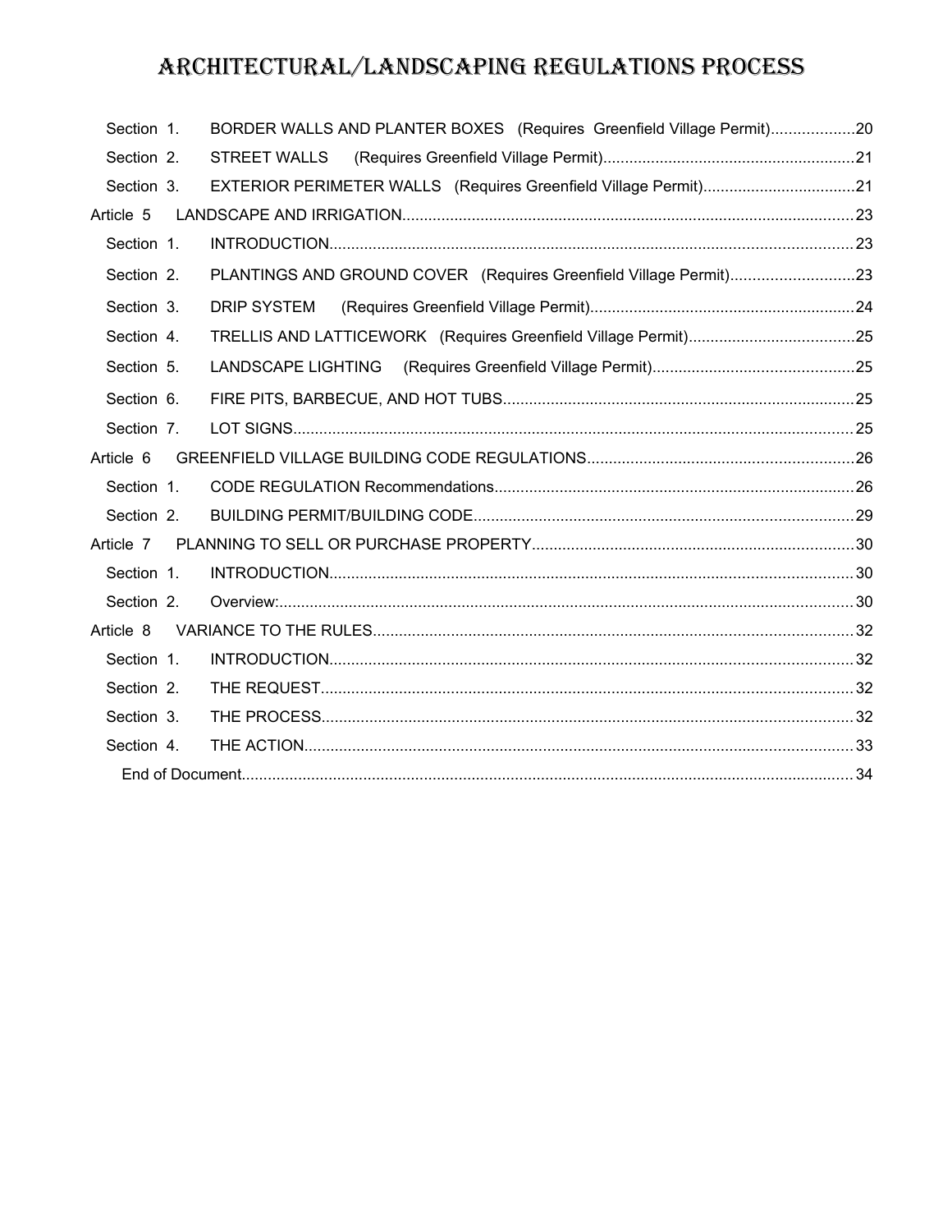# ARCHITECTURAL/LANDSCAPING REGULATIONS PROCESS

- Section 1. BORDER WALLS AND PLANTER BOXES (Requires Greenfield Village Permit)....................20
- Section 2. STREET WALLS (Requires Greenfield Village Permit)..........................................................21
- Section 3. EXTERIOR PERIMETER WALLS (Requires Greenfield Village Permit)...................................21

Article 5 LANDSCAPE AND IRRIGATION........................................................................................................23

- Section 1. INTRODUCTION........................................................................................................................23
- Section 2. PLANTINGS AND GROUND COVER (Requires Greenfield Village Permit)............................23
- Section 3. DRIP SYSTEM (Requires Greenfield Village Permit).............................................................24
- Section 4. TRELLIS AND LATTICEWORK (Requires Greenfield Village Permit)......................................25
- Section 5. LANDSCAPE LIGHTING (Requires Greenfield Village Permit)..............................................25
- Section 6. FIRE PITS, BARBECUE, AND HOT TUBS.................................................................................25
- Section 7. LOT SIGNS.................................................................................................................................25

Article 6 GREENFIELD VILLAGE BUILDING CODE REGULATIONS.............................................................26

- Section 1. CODE REGULATION Recommendations...................................................................................26
- Section 2. BUILDING PERMIT/BUILDING CODE.......................................................................................29

Article 7 PLANNING TO SELL OR PURCHASE PROPERTY...........................................................................30

- Section 1. INTRODUCTION........................................................................................................................30
- Section 2. Overview:....................................................................................................................................30

Article 8 VARIANCE TO THE RULES..............................................................................................................32

- Section 1. INTRODUCTION........................................................................................................................32
- Section 2. THE REQUEST...........................................................................................................................32
- Section 3. THE PROCESS...........................................................................................................................32
- Section 4. THE ACTION..............................................................................................................................33

End of Document.............................................................................................................................................34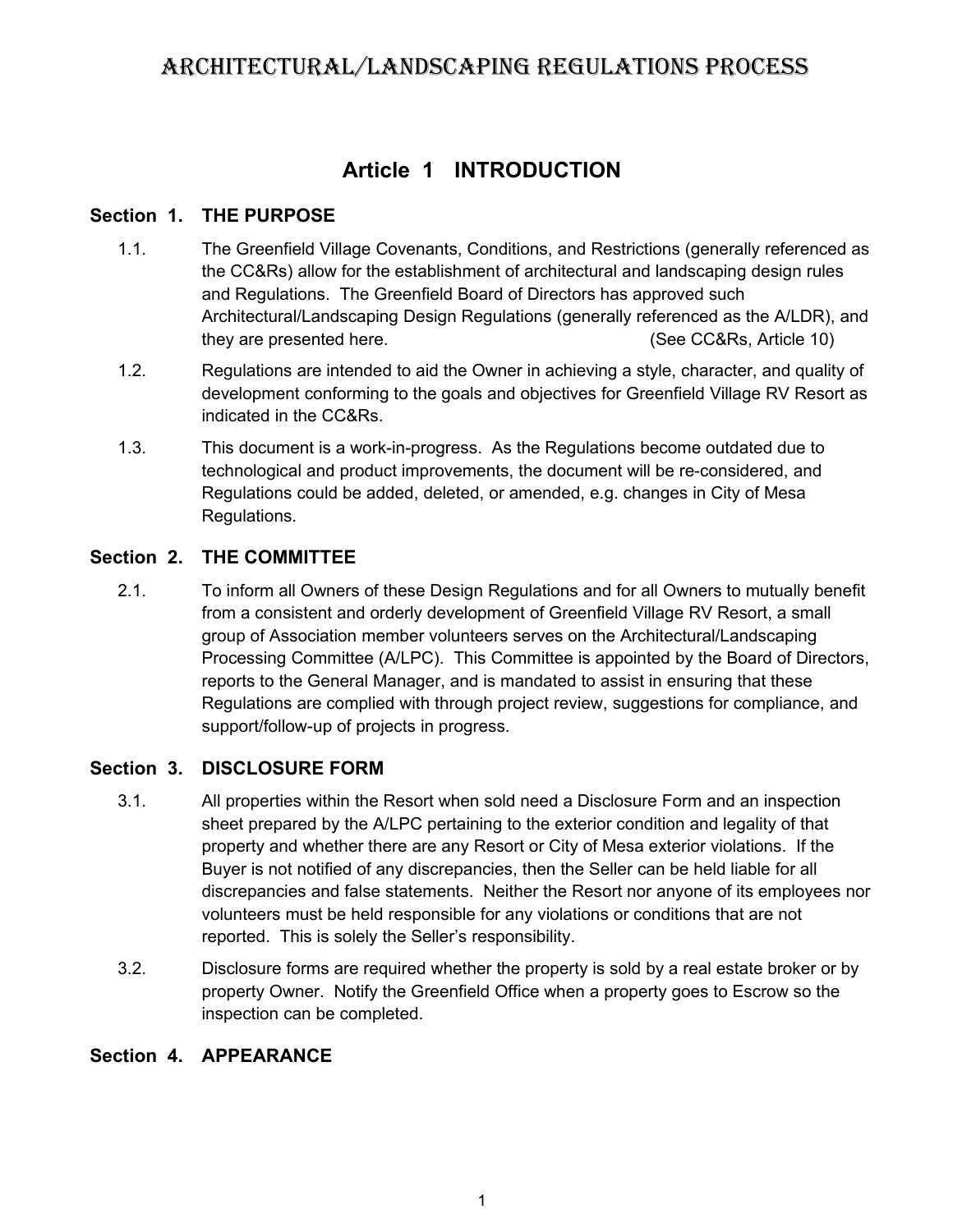# Architectural/Landscaping Regulations Process

## Article 1 INTRODUCTION

### Section 1. THE PURPOSE

1.1. The Greenfield Village Covenants, Conditions, and Restrictions (generally referenced as the CC&Rs) allow for the establishment of architectural and landscaping design rules and Regulations. The Greenfield Board of Directors has approved such Architectural/Landscaping Design Regulations (generally referenced as the A/LDR), and they are presented here. (See CC&Rs, Article 10)

1.2. Regulations are intended to aid the Owner in achieving a style, character, and quality of development conforming to the goals and objectives for Greenfield Village RV Resort as indicated in the CC&Rs.

1.3. This document is a work-in-progress. As the Regulations become outdated due to technological and product improvements, the document will be re-considered, and Regulations could be added, deleted, or amended, e.g. changes in City of Mesa Regulations.

### Section 2. THE COMMITTEE

2.1. To inform all Owners of these Design Regulations and for all Owners to mutually benefit from a consistent and orderly development of Greenfield Village RV Resort, a small group of Association member volunteers serves on the Architectural/Landscaping Processing Committee (A/LPC). This Committee is appointed by the Board of Directors, reports to the General Manager, and is mandated to assist in ensuring that these Regulations are complied with through project review, suggestions for compliance, and support/follow-up of projects in progress.

### Section 3. DISCLOSURE FORM

3.1. All properties within the Resort when sold need a Disclosure Form and an inspection sheet prepared by the A/LPC pertaining to the exterior condition and legality of that property and whether there are any Resort or City of Mesa exterior violations. If the Buyer is not notified of any discrepancies, then the Seller can be held liable for all discrepancies and false statements. Neither the Resort nor anyone of its employees nor volunteers must be held responsible for any violations or conditions that are not reported. This is solely the Seller's responsibility.

3.2. Disclosure forms are required whether the property is sold by a real estate broker or by property Owner. Notify the Greenfield Office when a property goes to Escrow so the inspection can be completed.

### Section 4. APPEARANCE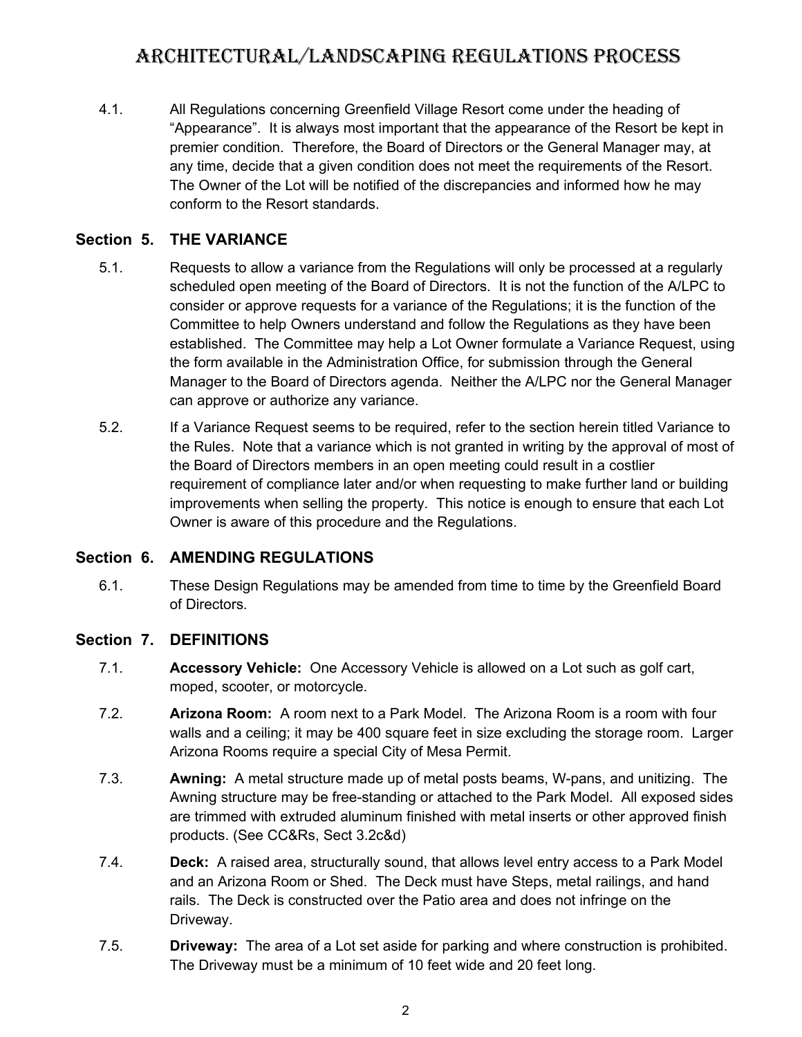# Architectural/Landscaping Regulations Process

4.1. All Regulations concerning Greenfield Village Resort come under the heading of "Appearance". It is always most important that the appearance of the Resort be kept in premier condition. Therefore, the Board of Directors or the General Manager may, at any time, decide that a given condition does not meet the requirements of the Resort. The Owner of the Lot will be notified of the discrepancies and informed how he may conform to the Resort standards.

## Section 5. THE VARIANCE

5.1. Requests to allow a variance from the Regulations will only be processed at a regularly scheduled open meeting of the Board of Directors. It is not the function of the A/LPC to consider or approve requests for a variance of the Regulations; it is the function of the Committee to help Owners understand and follow the Regulations as they have been established. The Committee may help a Lot Owner formulate a Variance Request, using the form available in the Administration Office, for submission through the General Manager to the Board of Directors agenda. Neither the A/LPC nor the General Manager can approve or authorize any variance.

5.2. If a Variance Request seems to be required, refer to the section herein titled Variance to the Rules. Note that a variance which is not granted in writing by the approval of most of the Board of Directors members in an open meeting could result in a costlier requirement of compliance later and/or when requesting to make further land or building improvements when selling the property. This notice is enough to ensure that each Lot Owner is aware of this procedure and the Regulations.

## Section 6. AMENDING REGULATIONS

6.1. These Design Regulations may be amended from time to time by the Greenfield Board of Directors.

## Section 7. DEFINITIONS

7.1. **Accessory Vehicle:** One Accessory Vehicle is allowed on a Lot such as golf cart, moped, scooter, or motorcycle.

7.2. **Arizona Room:** A room next to a Park Model. The Arizona Room is a room with four walls and a ceiling; it may be 400 square feet in size excluding the storage room. Larger Arizona Rooms require a special City of Mesa Permit.

7.3. **Awning:** A metal structure made up of metal posts beams, W-pans, and unitizing. The Awning structure may be free-standing or attached to the Park Model. All exposed sides are trimmed with extruded aluminum finished with metal inserts or other approved finish products. (See CC&Rs, Sect 3.2c&d)

7.4. **Deck:** A raised area, structurally sound, that allows level entry access to a Park Model and an Arizona Room or Shed. The Deck must have Steps, metal railings, and hand rails. The Deck is constructed over the Patio area and does not infringe on the Driveway.

7.5. **Driveway:** The area of a Lot set aside for parking and where construction is prohibited. The Driveway must be a minimum of 10 feet wide and 20 feet long.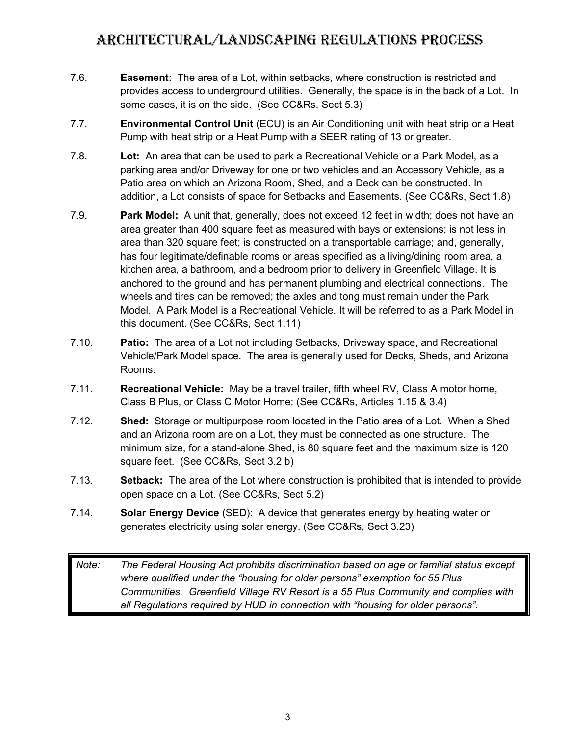7.6. **Easement**: The area of a Lot, within setbacks, where construction is restricted and provides access to underground utilities. Generally, the space is in the back of a Lot. In some cases, it is on the side. (See CC&Rs, Sect 5.3)

7.7. **Environmental Control Unit** (ECU) is an Air Conditioning unit with heat strip or a Heat Pump with heat strip or a Heat Pump with a SEER rating of 13 or greater.

7.8. **Lot:** An area that can be used to park a Recreational Vehicle or a Park Model, as a parking area and/or Driveway for one or two vehicles and an Accessory Vehicle, as a Patio area on which an Arizona Room, Shed, and a Deck can be constructed. In addition, a Lot consists of space for Setbacks and Easements. (See CC&Rs, Sect 1.8)

7.9. **Park Model:** A unit that, generally, does not exceed 12 feet in width; does not have an area greater than 400 square feet as measured with bays or extensions; is not less in area than 320 square feet; is constructed on a transportable carriage; and, generally, has four legitimate/definable rooms or areas specified as a living/dining room area, a kitchen area, a bathroom, and a bedroom prior to delivery in Greenfield Village. It is anchored to the ground and has permanent plumbing and electrical connections. The wheels and tires can be removed; the axles and tong must remain under the Park Model. A Park Model is a Recreational Vehicle. It will be referred to as a Park Model in this document. (See CC&Rs, Sect 1.11)

7.10. **Patio:** The area of a Lot not including Setbacks, Driveway space, and Recreational Vehicle/Park Model space. The area is generally used for Decks, Sheds, and Arizona Rooms.

7.11. **Recreational Vehicle:** May be a travel trailer, fifth wheel RV, Class A motor home, Class B Plus, or Class C Motor Home: (See CC&Rs, Articles 1.15 & 3.4)

7.12. **Shed:** Storage or multipurpose room located in the Patio area of a Lot. When a Shed and an Arizona room are on a Lot, they must be connected as one structure. The minimum size, for a stand-alone Shed, is 80 square feet and the maximum size is 120 square feet. (See CC&Rs, Sect 3.2 b)

7.13. **Setback:** The area of the Lot where construction is prohibited that is intended to provide open space on a Lot. (See CC&Rs, Sect 5.2)

7.14. **Solar Energy Device** (SED): A device that generates energy by heating water or generates electricity using solar energy. (See CC&Rs, Sect 3.23)

> *Note: The Federal Housing Act prohibits discrimination based on age or familial status except where qualified under the "housing for older persons" exemption for 55 Plus Communities. Greenfield Village RV Resort is a 55 Plus Community and complies with all Regulations required by HUD in connection with "housing for older persons".*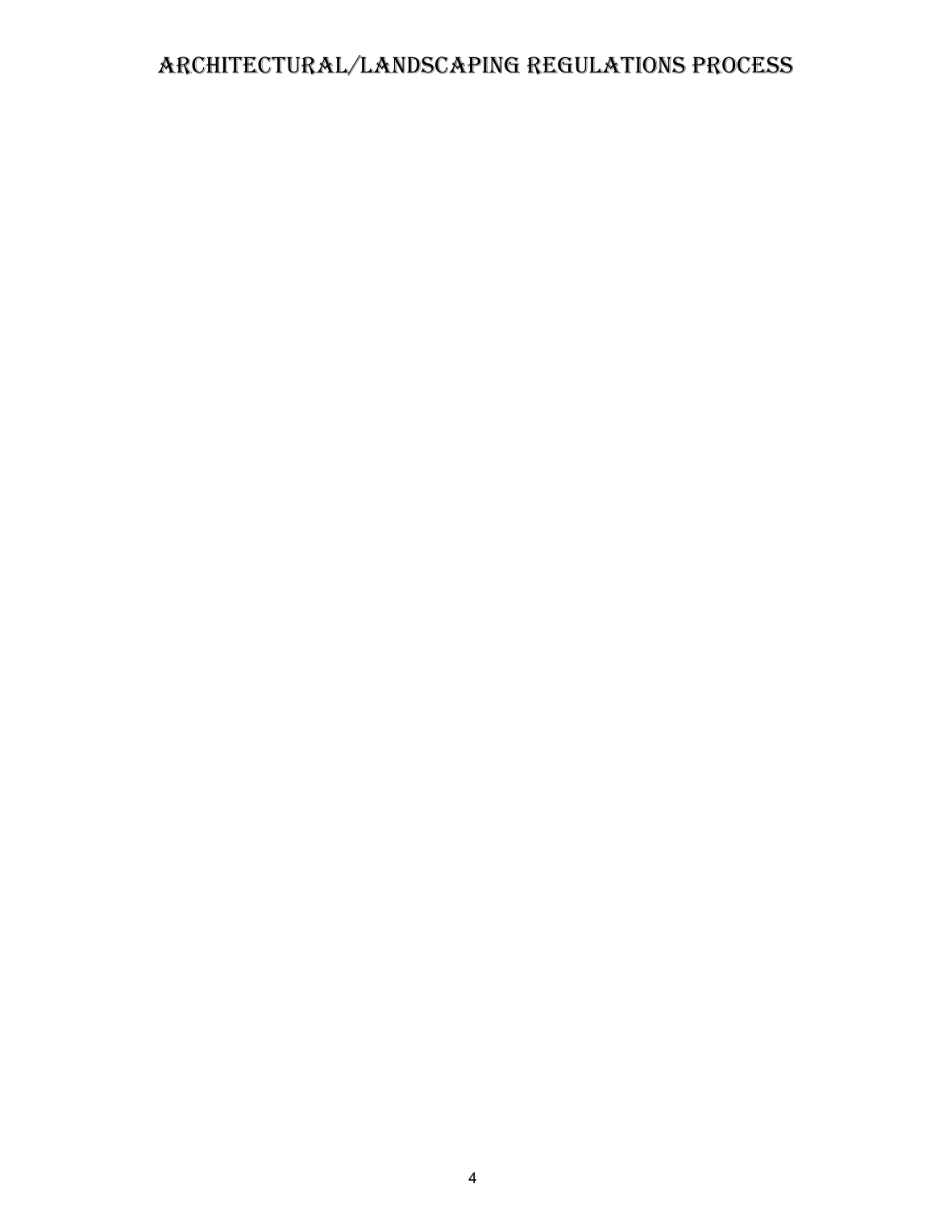# Architectural/Landscaping Regulations Process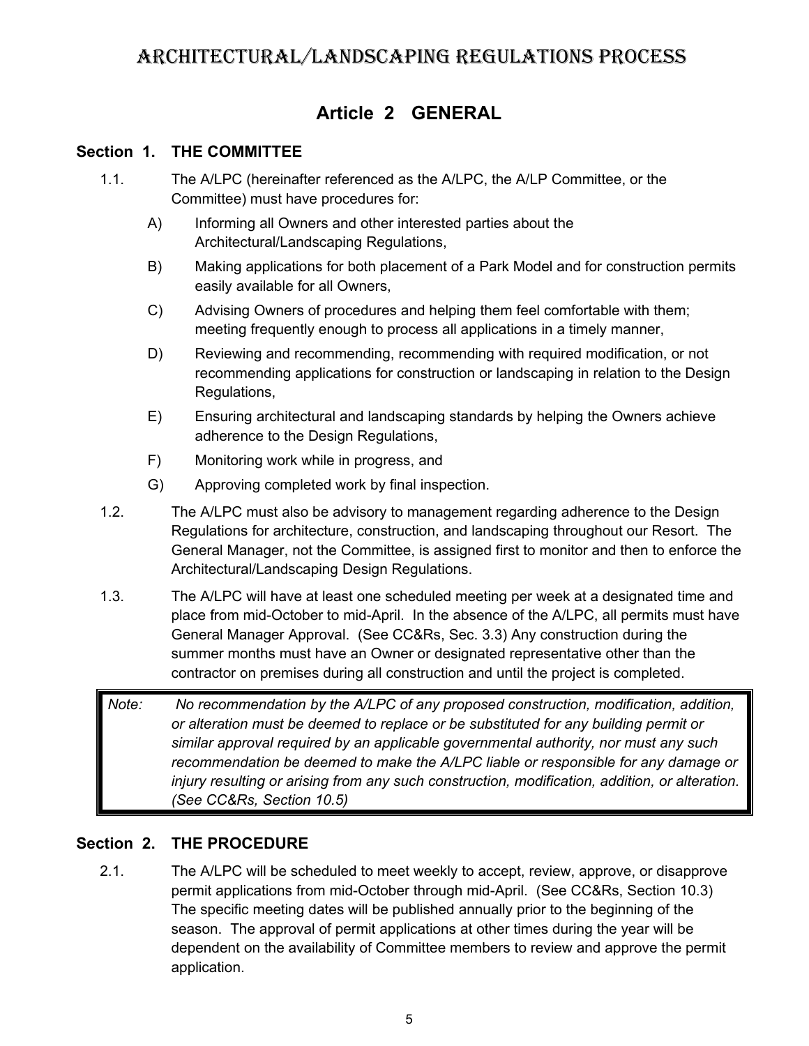# ARCHITECTURAL/LANDSCAPING REGULATIONS PROCESS

## Article 2 GENERAL

### Section 1. THE COMMITTEE

1.1. The A/LPC (hereinafter referenced as the A/LPC, the A/LP Committee, or the Committee) must have procedures for:

A) Informing all Owners and other interested parties about the Architectural/Landscaping Regulations,

B) Making applications for both placement of a Park Model and for construction permits easily available for all Owners,

C) Advising Owners of procedures and helping them feel comfortable with them; meeting frequently enough to process all applications in a timely manner,

D) Reviewing and recommending, recommending with required modification, or not recommending applications for construction or landscaping in relation to the Design Regulations,

E) Ensuring architectural and landscaping standards by helping the Owners achieve adherence to the Design Regulations,

F) Monitoring work while in progress, and

G) Approving completed work by final inspection.

1.2. The A/LPC must also be advisory to management regarding adherence to the Design Regulations for architecture, construction, and landscaping throughout our Resort. The General Manager, not the Committee, is assigned first to monitor and then to enforce the Architectural/Landscaping Design Regulations.

1.3. The A/LPC will have at least one scheduled meeting per week at a designated time and place from mid-October to mid-April. In the absence of the A/LPC, all permits must have General Manager Approval. (See CC&Rs, Sec. 3.3) Any construction during the summer months must have an Owner or designated representative other than the contractor on premises during all construction and until the project is completed.

> *Note: No recommendation by the A/LPC of any proposed construction, modification, addition, or alteration must be deemed to replace or be substituted for any building permit or similar approval required by an applicable governmental authority, nor must any such recommendation be deemed to make the A/LPC liable or responsible for any damage or injury resulting or arising from any such construction, modification, addition, or alteration. (See CC&Rs, Section 10.5)*

### Section 2. THE PROCEDURE

2.1. The A/LPC will be scheduled to meet weekly to accept, review, approve, or disapprove permit applications from mid-October through mid-April. (See CC&Rs, Section 10.3) The specific meeting dates will be published annually prior to the beginning of the season. The approval of permit applications at other times during the year will be dependent on the availability of Committee members to review and approve the permit application.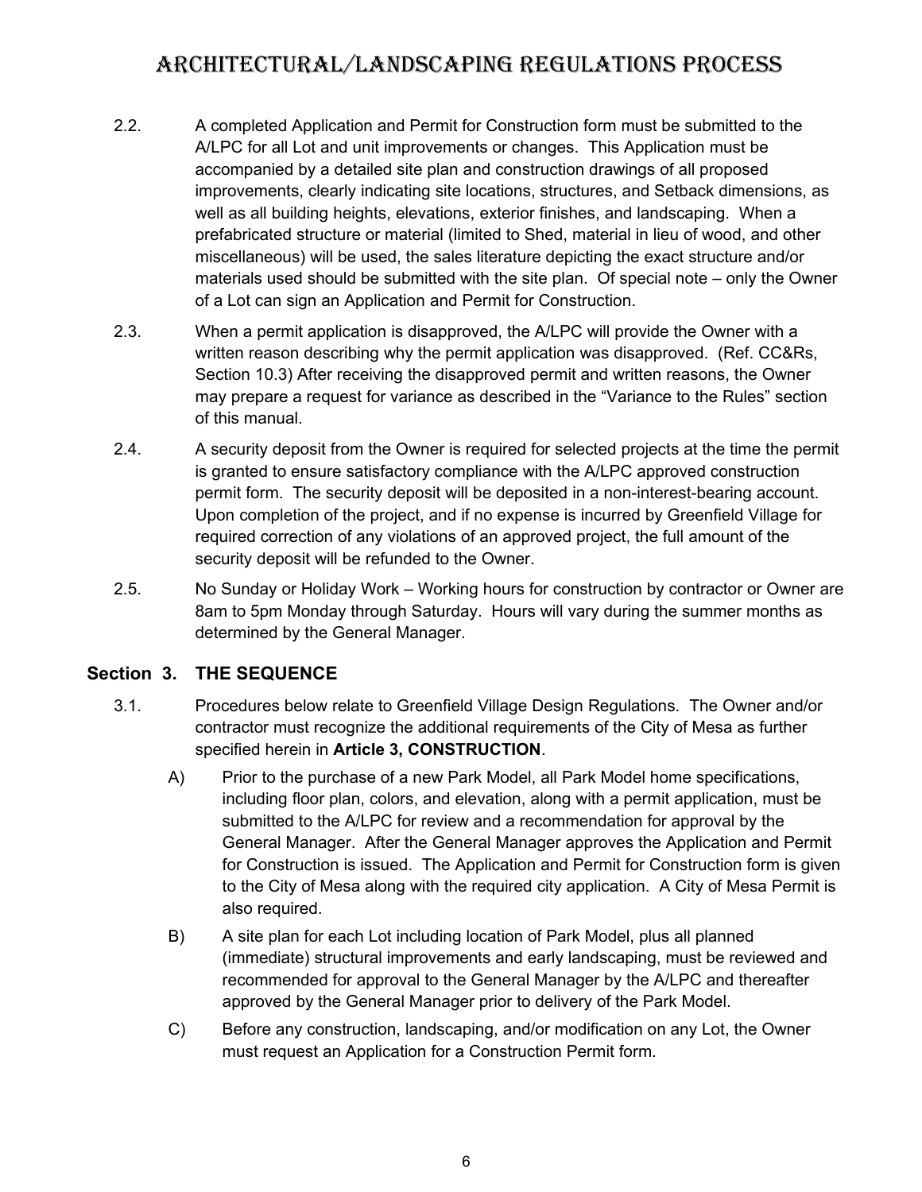2.2. A completed Application and Permit for Construction form must be submitted to the A/LPC for all Lot and unit improvements or changes. This Application must be accompanied by a detailed site plan and construction drawings of all proposed improvements, clearly indicating site locations, structures, and Setback dimensions, as well as all building heights, elevations, exterior finishes, and landscaping. When a prefabricated structure or material (limited to Shed, material in lieu of wood, and other miscellaneous) will be used, the sales literature depicting the exact structure and/or materials used should be submitted with the site plan. Of special note – only the Owner of a Lot can sign an Application and Permit for Construction.

2.3. When a permit application is disapproved, the A/LPC will provide the Owner with a written reason describing why the permit application was disapproved. (Ref. CC&Rs, Section 10.3) After receiving the disapproved permit and written reasons, the Owner may prepare a request for variance as described in the "Variance to the Rules" section of this manual.

2.4. A security deposit from the Owner is required for selected projects at the time the permit is granted to ensure satisfactory compliance with the A/LPC approved construction permit form. The security deposit will be deposited in a non-interest-bearing account. Upon completion of the project, and if no expense is incurred by Greenfield Village for required correction of any violations of an approved project, the full amount of the security deposit will be refunded to the Owner.

2.5. No Sunday or Holiday Work – Working hours for construction by contractor or Owner are 8am to 5pm Monday through Saturday. Hours will vary during the summer months as determined by the General Manager.

## Section 3. THE SEQUENCE

3.1. Procedures below relate to Greenfield Village Design Regulations. The Owner and/or contractor must recognize the additional requirements of the City of Mesa as further specified herein in **Article 3, CONSTRUCTION**.

A) Prior to the purchase of a new Park Model, all Park Model home specifications, including floor plan, colors, and elevation, along with a permit application, must be submitted to the A/LPC for review and a recommendation for approval by the General Manager. After the General Manager approves the Application and Permit for Construction is issued. The Application and Permit for Construction form is given to the City of Mesa along with the required city application. A City of Mesa Permit is also required.

B) A site plan for each Lot including location of Park Model, plus all planned (immediate) structural improvements and early landscaping, must be reviewed and recommended for approval to the General Manager by the A/LPC and thereafter approved by the General Manager prior to delivery of the Park Model.

C) Before any construction, landscaping, and/or modification on any Lot, the Owner must request an Application for a Construction Permit form.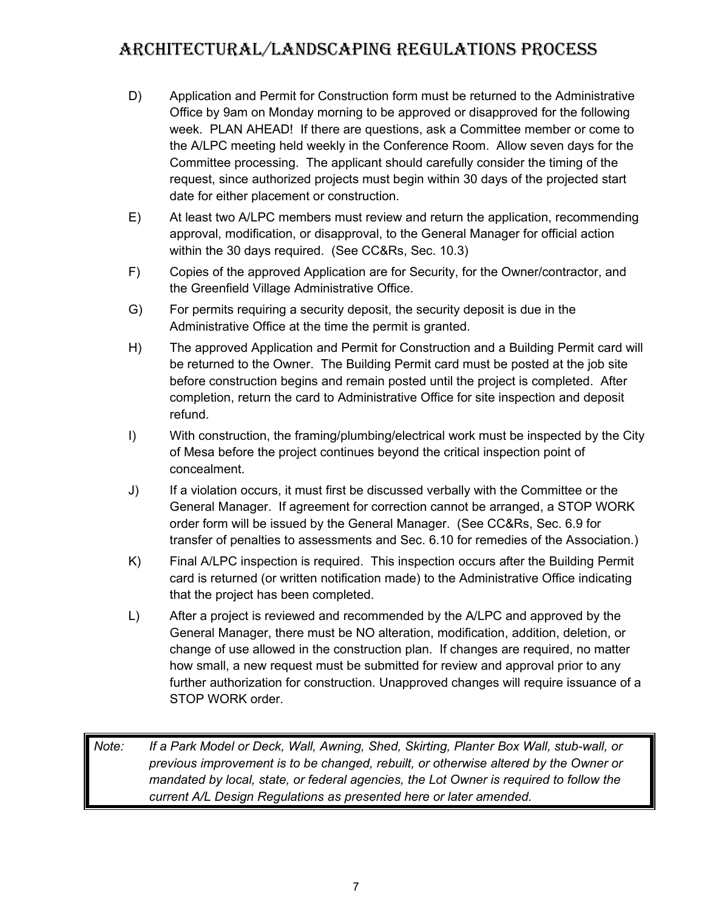# Architectural/Landscaping Regulations Process

D) Application and Permit for Construction form must be returned to the Administrative Office by 9am on Monday morning to be approved or disapproved for the following week. PLAN AHEAD! If there are questions, ask a Committee member or come to the A/LPC meeting held weekly in the Conference Room. Allow seven days for the Committee processing. The applicant should carefully consider the timing of the request, since authorized projects must begin within 30 days of the projected start date for either placement or construction.

E) At least two A/LPC members must review and return the application, recommending approval, modification, or disapproval, to the General Manager for official action within the 30 days required. (See CC&Rs, Sec. 10.3)

F) Copies of the approved Application are for Security, for the Owner/contractor, and the Greenfield Village Administrative Office.

G) For permits requiring a security deposit, the security deposit is due in the Administrative Office at the time the permit is granted.

H) The approved Application and Permit for Construction and a Building Permit card will be returned to the Owner. The Building Permit card must be posted at the job site before construction begins and remain posted until the project is completed. After completion, return the card to Administrative Office for site inspection and deposit refund.

I) With construction, the framing/plumbing/electrical work must be inspected by the City of Mesa before the project continues beyond the critical inspection point of concealment.

J) If a violation occurs, it must first be discussed verbally with the Committee or the General Manager. If agreement for correction cannot be arranged, a STOP WORK order form will be issued by the General Manager. (See CC&Rs, Sec. 6.9 for transfer of penalties to assessments and Sec. 6.10 for remedies of the Association.)

K) Final A/LPC inspection is required. This inspection occurs after the Building Permit card is returned (or written notification made) to the Administrative Office indicating that the project has been completed.

L) After a project is reviewed and recommended by the A/LPC and approved by the General Manager, there must be NO alteration, modification, addition, deletion, or change of use allowed in the construction plan. If changes are required, no matter how small, a new request must be submitted for review and approval prior to any further authorization for construction. Unapproved changes will require issuance of a STOP WORK order.

*Note: If a Park Model or Deck, Wall, Awning, Shed, Skirting, Planter Box Wall, stub-wall, or previous improvement is to be changed, rebuilt, or otherwise altered by the Owner or mandated by local, state, or federal agencies, the Lot Owner is required to follow the current A/L Design Regulations as presented here or later amended.*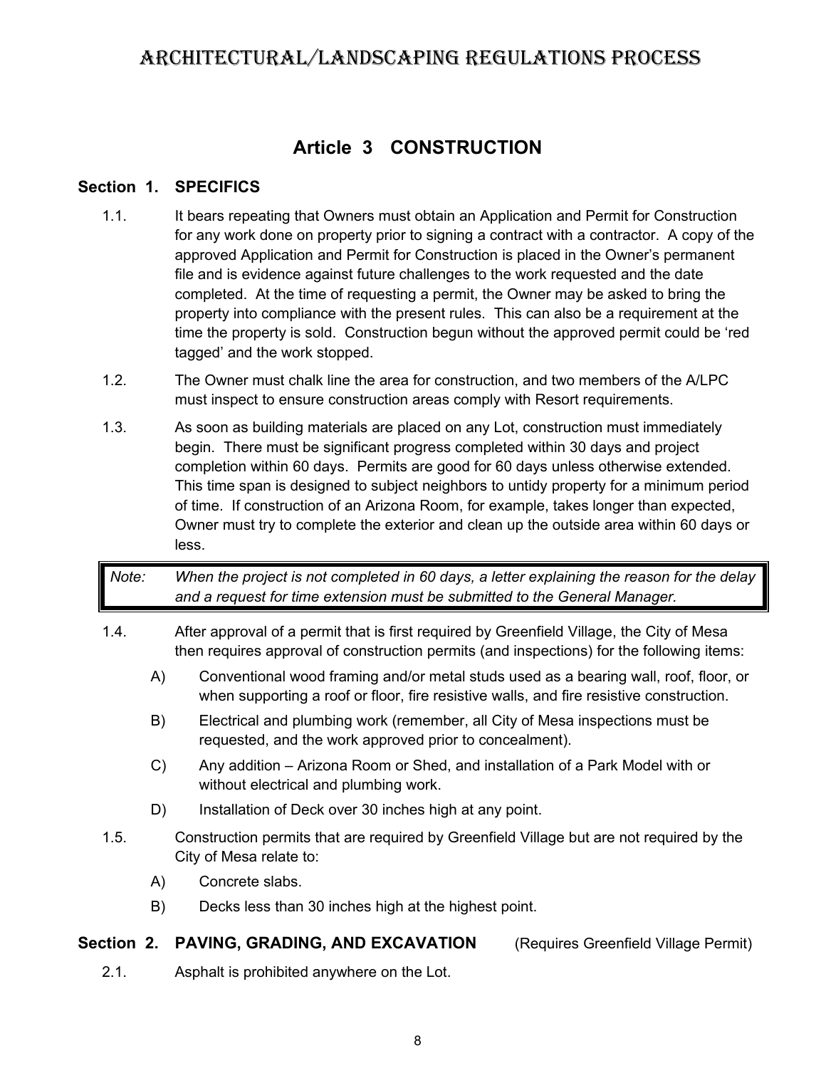# ARCHITECTURAL/LANDSCAPING REGULATIONS PROCESS

## Article 3 CONSTRUCTION

### Section 1. SPECIFICS

1.1. It bears repeating that Owners must obtain an Application and Permit for Construction for any work done on property prior to signing a contract with a contractor. A copy of the approved Application and Permit for Construction is placed in the Owner's permanent file and is evidence against future challenges to the work requested and the date completed. At the time of requesting a permit, the Owner may be asked to bring the property into compliance with the present rules. This can also be a requirement at the time the property is sold. Construction begun without the approved permit could be 'red tagged' and the work stopped.

1.2. The Owner must chalk line the area for construction, and two members of the A/LPC must inspect to ensure construction areas comply with Resort requirements.

1.3. As soon as building materials are placed on any Lot, construction must immediately begin. There must be significant progress completed within 30 days and project completion within 60 days. Permits are good for 60 days unless otherwise extended. This time span is designed to subject neighbors to untidy property for a minimum period of time. If construction of an Arizona Room, for example, takes longer than expected, Owner must try to complete the exterior and clean up the outside area within 60 days or less.

> *Note: When the project is not completed in 60 days, a letter explaining the reason for the delay and a request for time extension must be submitted to the General Manager.*

1.4. After approval of a permit that is first required by Greenfield Village, the City of Mesa then requires approval of construction permits (and inspections) for the following items:

- A) Conventional wood framing and/or metal studs used as a bearing wall, roof, floor, or when supporting a roof or floor, fire resistive walls, and fire resistive construction.
- B) Electrical and plumbing work (remember, all City of Mesa inspections must be requested, and the work approved prior to concealment).
- C) Any addition – Arizona Room or Shed, and installation of a Park Model with or without electrical and plumbing work.
- D) Installation of Deck over 30 inches high at any point.

1.5. Construction permits that are required by Greenfield Village but are not required by the City of Mesa relate to:

- A) Concrete slabs.
- B) Decks less than 30 inches high at the highest point.

### Section 2. PAVING, GRADING, AND EXCAVATION (Requires Greenfield Village Permit)

2.1. Asphalt is prohibited anywhere on the Lot.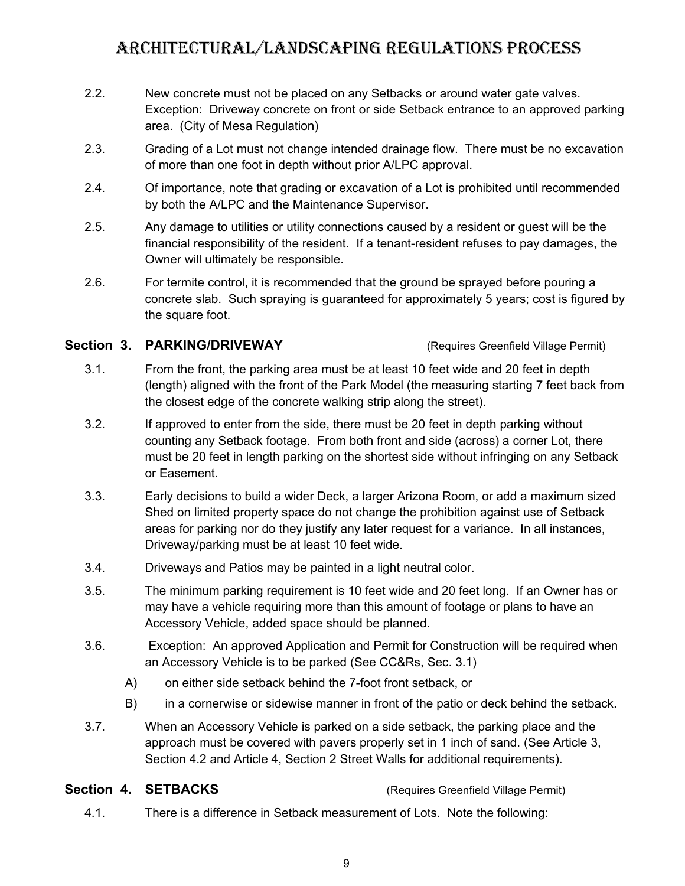2.2. New concrete must not be placed on any Setbacks or around water gate valves. Exception: Driveway concrete on front or side Setback entrance to an approved parking area. (City of Mesa Regulation)

2.3. Grading of a Lot must not change intended drainage flow. There must be no excavation of more than one foot in depth without prior A/LPC approval.

2.4. Of importance, note that grading or excavation of a Lot is prohibited until recommended by both the A/LPC and the Maintenance Supervisor.

2.5. Any damage to utilities or utility connections caused by a resident or guest will be the financial responsibility of the resident. If a tenant-resident refuses to pay damages, the Owner will ultimately be responsible.

2.6. For termite control, it is recommended that the ground be sprayed before pouring a concrete slab. Such spraying is guaranteed for approximately 5 years; cost is figured by the square foot.

### Section 3. PARKING/DRIVEWAY (Requires Greenfield Village Permit)

3.1. From the front, the parking area must be at least 10 feet wide and 20 feet in depth (length) aligned with the front of the Park Model (the measuring starting 7 feet back from the closest edge of the concrete walking strip along the street).

3.2. If approved to enter from the side, there must be 20 feet in depth parking without counting any Setback footage. From both front and side (across) a corner Lot, there must be 20 feet in length parking on the shortest side without infringing on any Setback or Easement.

3.3. Early decisions to build a wider Deck, a larger Arizona Room, or add a maximum sized Shed on limited property space do not change the prohibition against use of Setback areas for parking nor do they justify any later request for a variance. In all instances, Driveway/parking must be at least 10 feet wide.

3.4. Driveways and Patios may be painted in a light neutral color.

3.5. The minimum parking requirement is 10 feet wide and 20 feet long. If an Owner has or may have a vehicle requiring more than this amount of footage or plans to have an Accessory Vehicle, added space should be planned.

3.6. Exception: An approved Application and Permit for Construction will be required when an Accessory Vehicle is to be parked (See CC&Rs, Sec. 3.1)

- A) on either side setback behind the 7-foot front setback, or
- B) in a cornerwise or sidewise manner in front of the patio or deck behind the setback.

3.7. When an Accessory Vehicle is parked on a side setback, the parking place and the approach must be covered with pavers properly set in 1 inch of sand. (See Article 3, Section 4.2 and Article 4, Section 2 Street Walls for additional requirements).

### Section 4. SETBACKS (Requires Greenfield Village Permit)

4.1. There is a difference in Setback measurement of Lots. Note the following: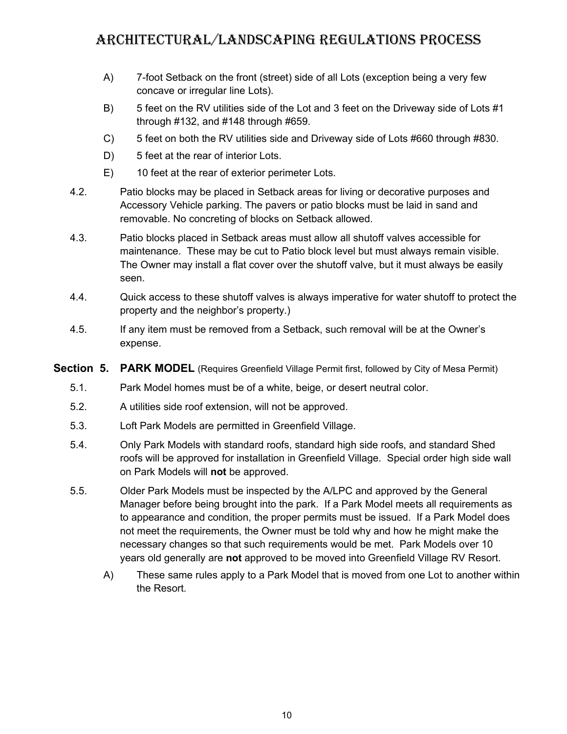A) 7-foot Setback on the front (street) side of all Lots (exception being a very few concave or irregular line Lots).

B) 5 feet on the RV utilities side of the Lot and 3 feet on the Driveway side of Lots #1 through #132, and #148 through #659.

C) 5 feet on both the RV utilities side and Driveway side of Lots #660 through #830.

D) 5 feet at the rear of interior Lots.

E) 10 feet at the rear of exterior perimeter Lots.

4.2. Patio blocks may be placed in Setback areas for living or decorative purposes and Accessory Vehicle parking. The pavers or patio blocks must be laid in sand and removable. No concreting of blocks on Setback allowed.

4.3. Patio blocks placed in Setback areas must allow all shutoff valves accessible for maintenance. These may be cut to Patio block level but must always remain visible. The Owner may install a flat cover over the shutoff valve, but it must always be easily seen.

4.4. Quick access to these shutoff valves is always imperative for water shutoff to protect the property and the neighbor's property.)

4.5. If any item must be removed from a Setback, such removal will be at the Owner's expense.

## Section 5. PARK MODEL (Requires Greenfield Village Permit first, followed by City of Mesa Permit)

5.1. Park Model homes must be of a white, beige, or desert neutral color.

5.2. A utilities side roof extension, will not be approved.

5.3. Loft Park Models are permitted in Greenfield Village.

5.4. Only Park Models with standard roofs, standard high side roofs, and standard Shed roofs will be approved for installation in Greenfield Village. Special order high side wall on Park Models will **not** be approved.

5.5. Older Park Models must be inspected by the A/LPC and approved by the General Manager before being brought into the park. If a Park Model meets all requirements as to appearance and condition, the proper permits must be issued. If a Park Model does not meet the requirements, the Owner must be told why and how he might make the necessary changes so that such requirements would be met. Park Models over 10 years old generally are **not** approved to be moved into Greenfield Village RV Resort.

A) These same rules apply to a Park Model that is moved from one Lot to another within the Resort.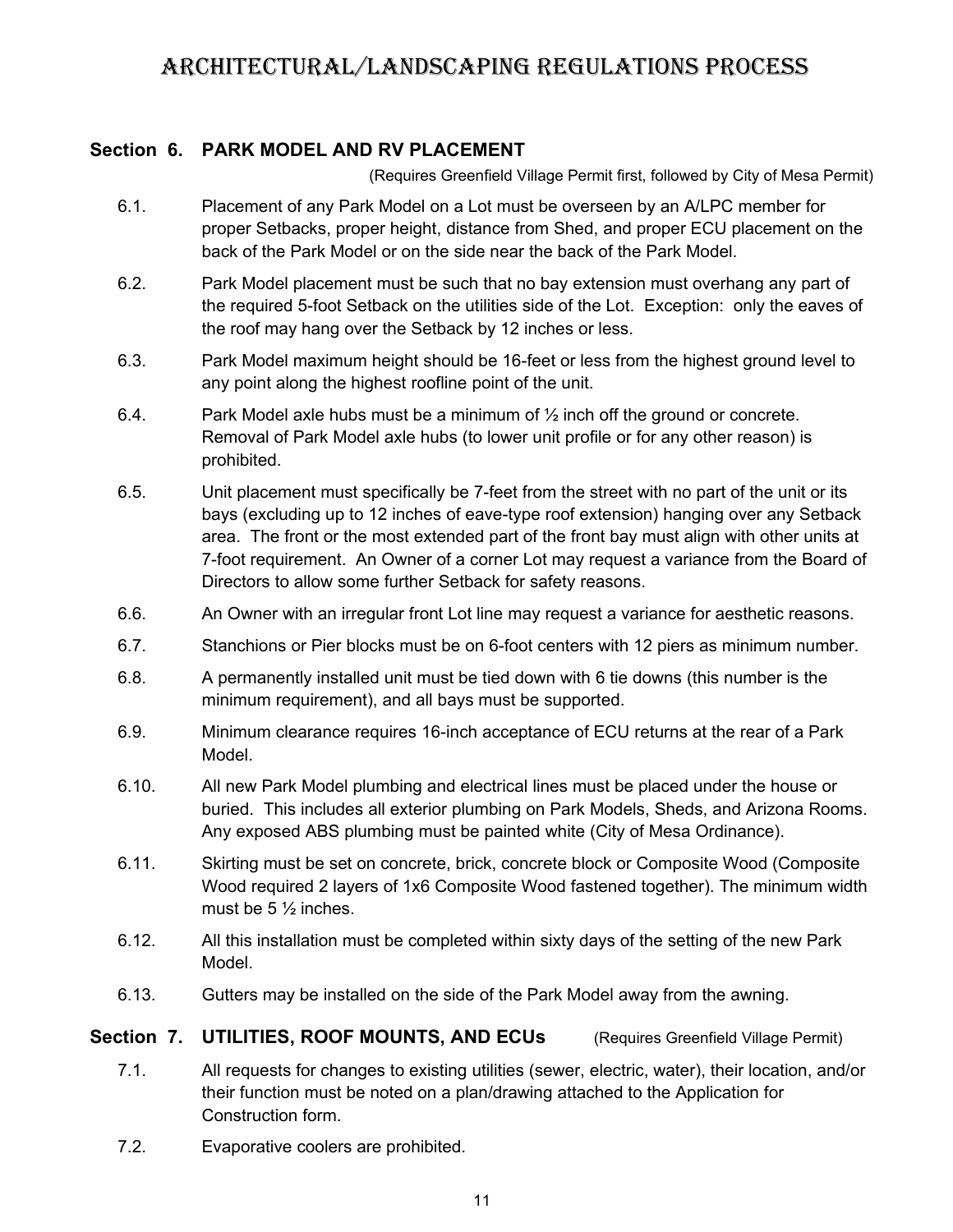# ARCHITECTURAL/LANDSCAPING REGULATIONS PROCESS

## Section 6. PARK MODEL AND RV PLACEMENT

(Requires Greenfield Village Permit first, followed by City of Mesa Permit)

6.1. Placement of any Park Model on a Lot must be overseen by an A/LPC member for proper Setbacks, proper height, distance from Shed, and proper ECU placement on the back of the Park Model or on the side near the back of the Park Model.

6.2. Park Model placement must be such that no bay extension must overhang any part of the required 5-foot Setback on the utilities side of the Lot. Exception: only the eaves of the roof may hang over the Setback by 12 inches or less.

6.3. Park Model maximum height should be 16-feet or less from the highest ground level to any point along the highest roofline point of the unit.

6.4. Park Model axle hubs must be a minimum of ½ inch off the ground or concrete. Removal of Park Model axle hubs (to lower unit profile or for any other reason) is prohibited.

6.5. Unit placement must specifically be 7-feet from the street with no part of the unit or its bays (excluding up to 12 inches of eave-type roof extension) hanging over any Setback area. The front or the most extended part of the front bay must align with other units at 7-foot requirement. An Owner of a corner Lot may request a variance from the Board of Directors to allow some further Setback for safety reasons.

6.6. An Owner with an irregular front Lot line may request a variance for aesthetic reasons.

6.7. Stanchions or Pier blocks must be on 6-foot centers with 12 piers as minimum number.

6.8. A permanently installed unit must be tied down with 6 tie downs (this number is the minimum requirement), and all bays must be supported.

6.9. Minimum clearance requires 16-inch acceptance of ECU returns at the rear of a Park Model.

6.10. All new Park Model plumbing and electrical lines must be placed under the house or buried. This includes all exterior plumbing on Park Models, Sheds, and Arizona Rooms. Any exposed ABS plumbing must be painted white (City of Mesa Ordinance).

6.11. Skirting must be set on concrete, brick, concrete block or Composite Wood (Composite Wood required 2 layers of 1x6 Composite Wood fastened together). The minimum width must be 5 ½ inches.

6.12. All this installation must be completed within sixty days of the setting of the new Park Model.

6.13. Gutters may be installed on the side of the Park Model away from the awning.

## Section 7. UTILITIES, ROOF MOUNTS, AND ECUs (Requires Greenfield Village Permit)

7.1. All requests for changes to existing utilities (sewer, electric, water), their location, and/or their function must be noted on a plan/drawing attached to the Application for Construction form.

7.2. Evaporative coolers are prohibited.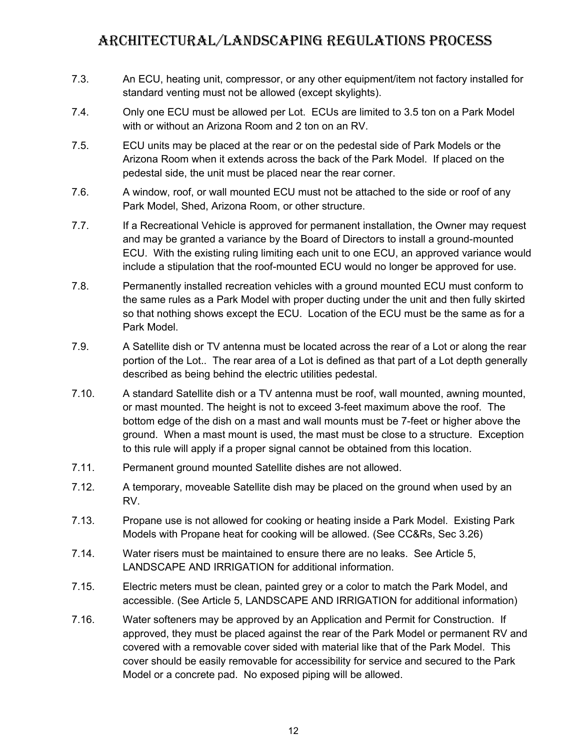7.3. An ECU, heating unit, compressor, or any other equipment/item not factory installed for standard venting must not be allowed (except skylights).

7.4. Only one ECU must be allowed per Lot. ECUs are limited to 3.5 ton on a Park Model with or without an Arizona Room and 2 ton on an RV.

7.5. ECU units may be placed at the rear or on the pedestal side of Park Models or the Arizona Room when it extends across the back of the Park Model. If placed on the pedestal side, the unit must be placed near the rear corner.

7.6. A window, roof, or wall mounted ECU must not be attached to the side or roof of any Park Model, Shed, Arizona Room, or other structure.

7.7. If a Recreational Vehicle is approved for permanent installation, the Owner may request and may be granted a variance by the Board of Directors to install a ground-mounted ECU. With the existing ruling limiting each unit to one ECU, an approved variance would include a stipulation that the roof-mounted ECU would no longer be approved for use.

7.8. Permanently installed recreation vehicles with a ground mounted ECU must conform to the same rules as a Park Model with proper ducting under the unit and then fully skirted so that nothing shows except the ECU. Location of the ECU must be the same as for a Park Model.

7.9. A Satellite dish or TV antenna must be located across the rear of a Lot or along the rear portion of the Lot.. The rear area of a Lot is defined as that part of a Lot depth generally described as being behind the electric utilities pedestal.

7.10. A standard Satellite dish or a TV antenna must be roof, wall mounted, awning mounted, or mast mounted. The height is not to exceed 3-feet maximum above the roof. The bottom edge of the dish on a mast and wall mounts must be 7-feet or higher above the ground. When a mast mount is used, the mast must be close to a structure. Exception to this rule will apply if a proper signal cannot be obtained from this location.

7.11. Permanent ground mounted Satellite dishes are not allowed.

7.12. A temporary, moveable Satellite dish may be placed on the ground when used by an RV.

7.13. Propane use is not allowed for cooking or heating inside a Park Model. Existing Park Models with Propane heat for cooking will be allowed. (See CC&Rs, Sec 3.26)

7.14. Water risers must be maintained to ensure there are no leaks. See Article 5, LANDSCAPE AND IRRIGATION for additional information.

7.15. Electric meters must be clean, painted grey or a color to match the Park Model, and accessible. (See Article 5, LANDSCAPE AND IRRIGATION for additional information)

7.16. Water softeners may be approved by an Application and Permit for Construction. If approved, they must be placed against the rear of the Park Model or permanent RV and covered with a removable cover sided with material like that of the Park Model. This cover should be easily removable for accessibility for service and secured to the Park Model or a concrete pad. No exposed piping will be allowed.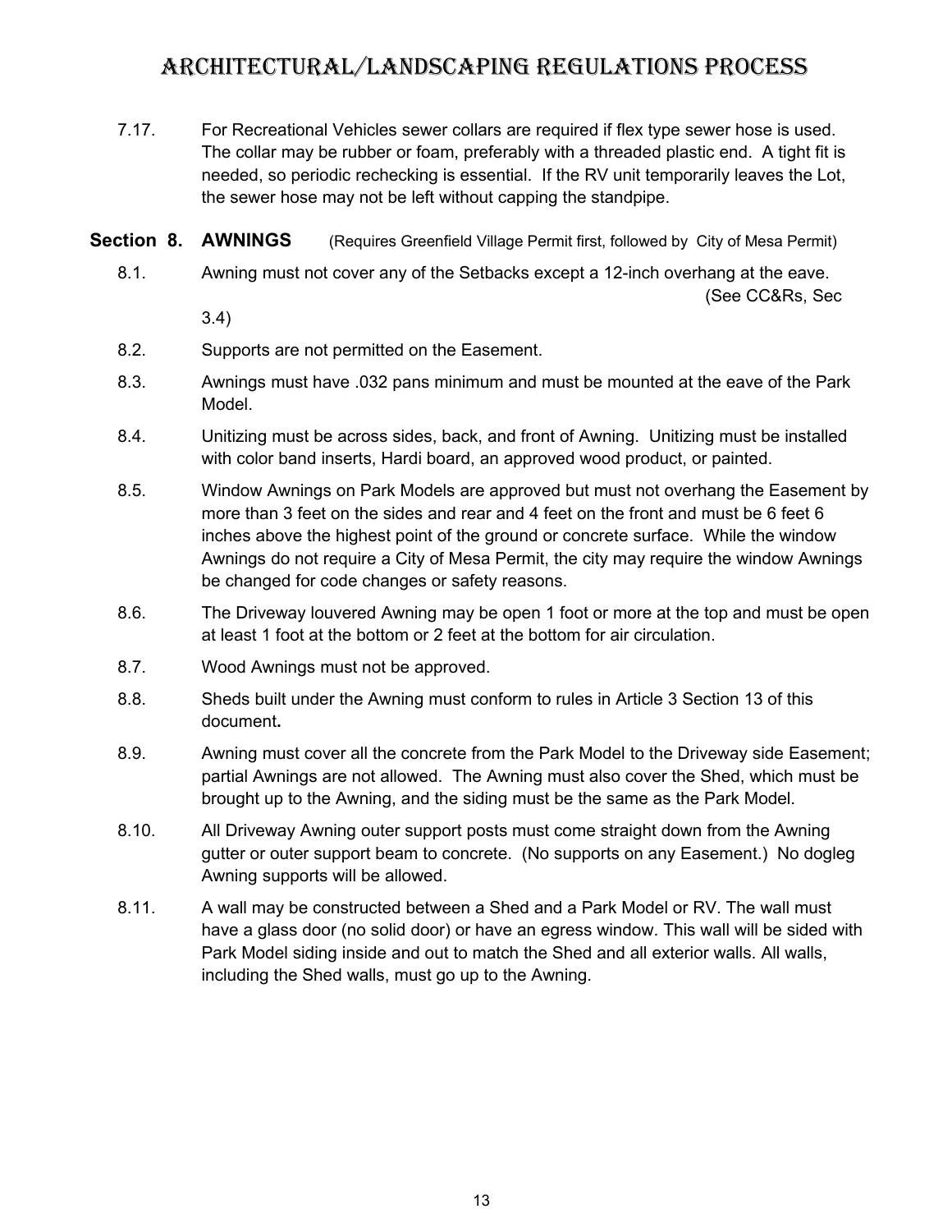7.17. For Recreational Vehicles sewer collars are required if flex type sewer hose is used. The collar may be rubber or foam, preferably with a threaded plastic end. A tight fit is needed, so periodic rechecking is essential. If the RV unit temporarily leaves the Lot, the sewer hose may not be left without capping the standpipe.

## Section 8. AWNINGS (Requires Greenfield Village Permit first, followed by City of Mesa Permit)

8.1. Awning must not cover any of the Setbacks except a 12-inch overhang at the eave. (See CC&Rs, Sec 3.4)

8.2. Supports are not permitted on the Easement.

8.3. Awnings must have .032 pans minimum and must be mounted at the eave of the Park Model.

8.4. Unitizing must be across sides, back, and front of Awning. Unitizing must be installed with color band inserts, Hardi board, an approved wood product, or painted.

8.5. Window Awnings on Park Models are approved but must not overhang the Easement by more than 3 feet on the sides and rear and 4 feet on the front and must be 6 feet 6 inches above the highest point of the ground or concrete surface. While the window Awnings do not require a City of Mesa Permit, the city may require the window Awnings be changed for code changes or safety reasons.

8.6. The Driveway louvered Awning may be open 1 foot or more at the top and must be open at least 1 foot at the bottom or 2 feet at the bottom for air circulation.

8.7. Wood Awnings must not be approved.

8.8. Sheds built under the Awning must conform to rules in Article 3 Section 13 of this document**.**

8.9. Awning must cover all the concrete from the Park Model to the Driveway side Easement; partial Awnings are not allowed. The Awning must also cover the Shed, which must be brought up to the Awning, and the siding must be the same as the Park Model.

8.10. All Driveway Awning outer support posts must come straight down from the Awning gutter or outer support beam to concrete. (No supports on any Easement.) No dogleg Awning supports will be allowed.

8.11. A wall may be constructed between a Shed and a Park Model or RV. The wall must have a glass door (no solid door) or have an egress window. This wall will be sided with Park Model siding inside and out to match the Shed and all exterior walls. All walls, including the Shed walls, must go up to the Awning.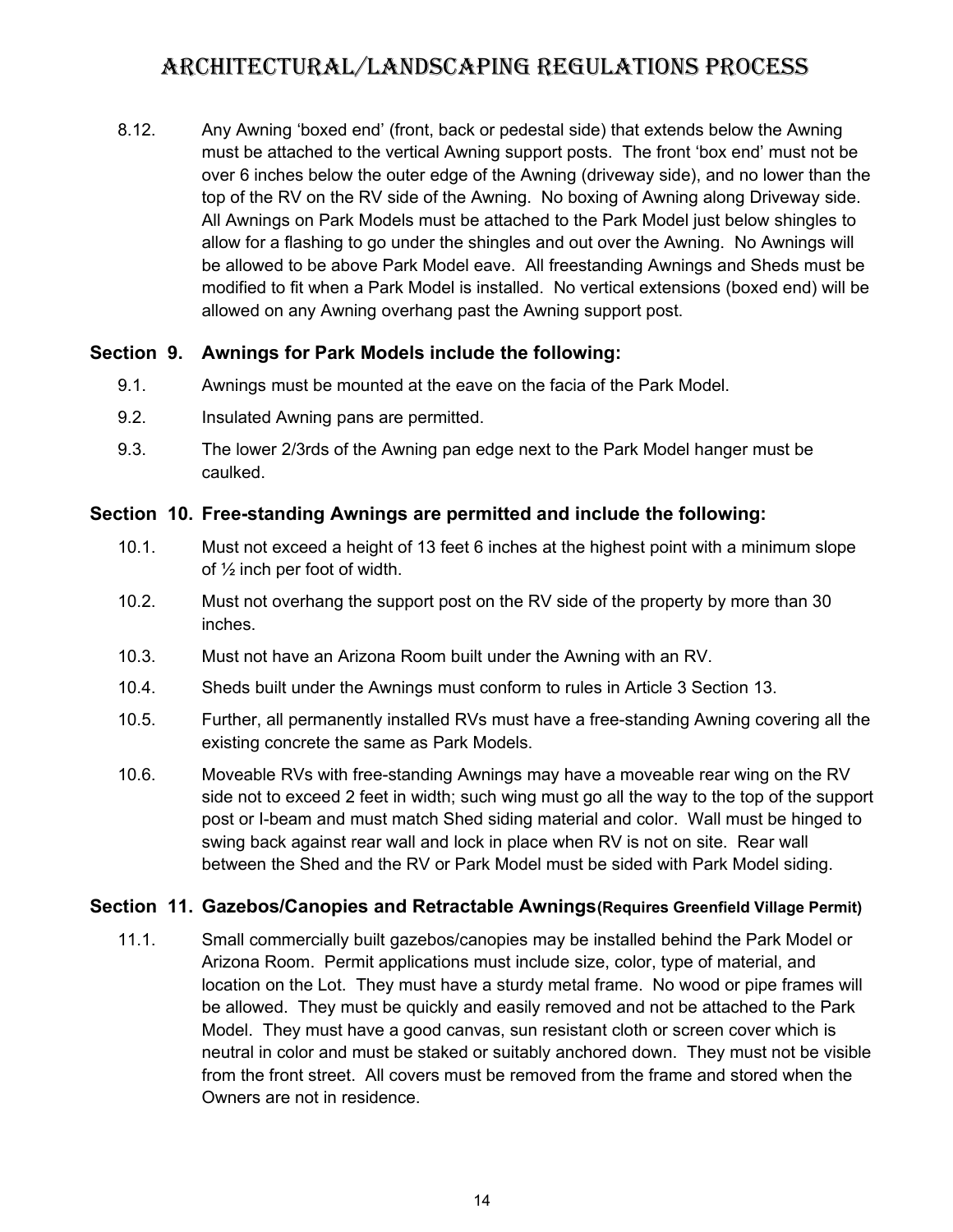8.12. Any Awning ‘boxed end’ (front, back or pedestal side) that extends below the Awning must be attached to the vertical Awning support posts. The front ‘box end’ must not be over 6 inches below the outer edge of the Awning (driveway side), and no lower than the top of the RV on the RV side of the Awning. No boxing of Awning along Driveway side. All Awnings on Park Models must be attached to the Park Model just below shingles to allow for a flashing to go under the shingles and out over the Awning. No Awnings will be allowed to be above Park Model eave. All freestanding Awnings and Sheds must be modified to fit when a Park Model is installed. No vertical extensions (boxed end) will be allowed on any Awning overhang past the Awning support post.

### Section 9. Awnings for Park Models include the following:

9.1. Awnings must be mounted at the eave on the facia of the Park Model.

9.2. Insulated Awning pans are permitted.

9.3. The lower 2/3rds of the Awning pan edge next to the Park Model hanger must be caulked.

### Section 10. Free-standing Awnings are permitted and include the following:

10.1. Must not exceed a height of 13 feet 6 inches at the highest point with a minimum slope of ½ inch per foot of width.

10.2. Must not overhang the support post on the RV side of the property by more than 30 inches.

10.3. Must not have an Arizona Room built under the Awning with an RV.

10.4. Sheds built under the Awnings must conform to rules in Article 3 Section 13.

10.5. Further, all permanently installed RVs must have a free-standing Awning covering all the existing concrete the same as Park Models.

10.6. Moveable RVs with free-standing Awnings may have a moveable rear wing on the RV side not to exceed 2 feet in width; such wing must go all the way to the top of the support post or I-beam and must match Shed siding material and color. Wall must be hinged to swing back against rear wall and lock in place when RV is not on site. Rear wall between the Shed and the RV or Park Model must be sided with Park Model siding.

### Section 11. Gazebos/Canopies and Retractable Awnings (Requires Greenfield Village Permit)

11.1. Small commercially built gazebos/canopies may be installed behind the Park Model or Arizona Room. Permit applications must include size, color, type of material, and location on the Lot. They must have a sturdy metal frame. No wood or pipe frames will be allowed. They must be quickly and easily removed and not be attached to the Park Model. They must have a good canvas, sun resistant cloth or screen cover which is neutral in color and must be staked or suitably anchored down. They must not be visible from the front street. All covers must be removed from the frame and stored when the Owners are not in residence.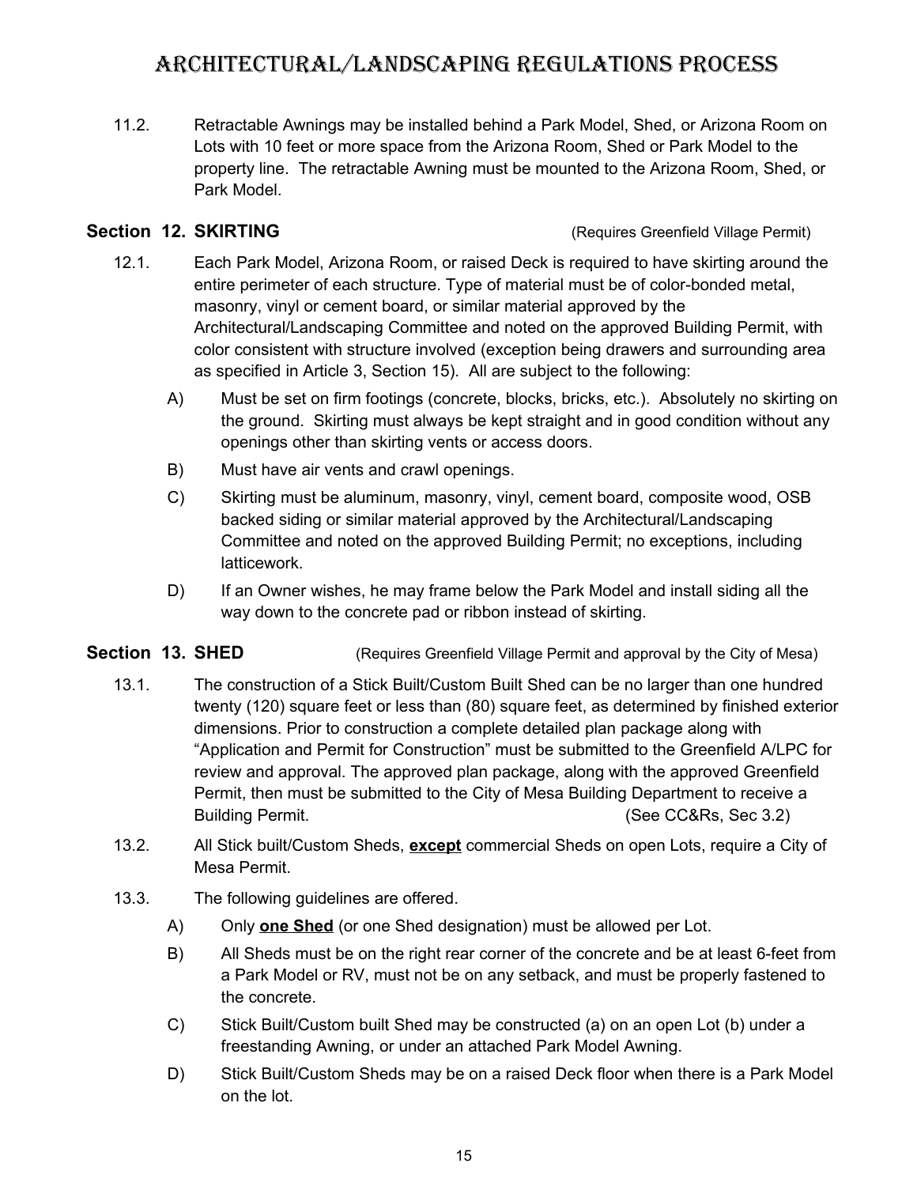11.2. Retractable Awnings may be installed behind a Park Model, Shed, or Arizona Room on Lots with 10 feet or more space from the Arizona Room, Shed or Park Model to the property line. The retractable Awning must be mounted to the Arizona Room, Shed, or Park Model.

## Section 12. SKIRTING (Requires Greenfield Village Permit)

12.1. Each Park Model, Arizona Room, or raised Deck is required to have skirting around the entire perimeter of each structure. Type of material must be of color-bonded metal, masonry, vinyl or cement board, or similar material approved by the Architectural/Landscaping Committee and noted on the approved Building Permit, with color consistent with structure involved (exception being drawers and surrounding area as specified in Article 3, Section 15). All are subject to the following:

A) Must be set on firm footings (concrete, blocks, bricks, etc.). Absolutely no skirting on the ground. Skirting must always be kept straight and in good condition without any openings other than skirting vents or access doors.

B) Must have air vents and crawl openings.

C) Skirting must be aluminum, masonry, vinyl, cement board, composite wood, OSB backed siding or similar material approved by the Architectural/Landscaping Committee and noted on the approved Building Permit; no exceptions, including latticework.

D) If an Owner wishes, he may frame below the Park Model and install siding all the way down to the concrete pad or ribbon instead of skirting.

## Section 13. SHED (Requires Greenfield Village Permit and approval by the City of Mesa)

13.1. The construction of a Stick Built/Custom Built Shed can be no larger than one hundred twenty (120) square feet or less than (80) square feet, as determined by finished exterior dimensions. Prior to construction a complete detailed plan package along with "Application and Permit for Construction" must be submitted to the Greenfield A/LPC for review and approval. The approved plan package, along with the approved Greenfield Permit, then must be submitted to the City of Mesa Building Department to receive a Building Permit. (See CC&Rs, Sec 3.2)

13.2. All Stick built/Custom Sheds, <u>**except**</u> commercial Sheds on open Lots, require a City of Mesa Permit.

13.3. The following guidelines are offered.

A) Only <u>**one Shed**</u> (or one Shed designation) must be allowed per Lot.

B) All Sheds must be on the right rear corner of the concrete and be at least 6-feet from a Park Model or RV, must not be on any setback, and must be properly fastened to the concrete.

C) Stick Built/Custom built Shed may be constructed (a) on an open Lot (b) under a freestanding Awning, or under an attached Park Model Awning.

D) Stick Built/Custom Sheds may be on a raised Deck floor when there is a Park Model on the lot.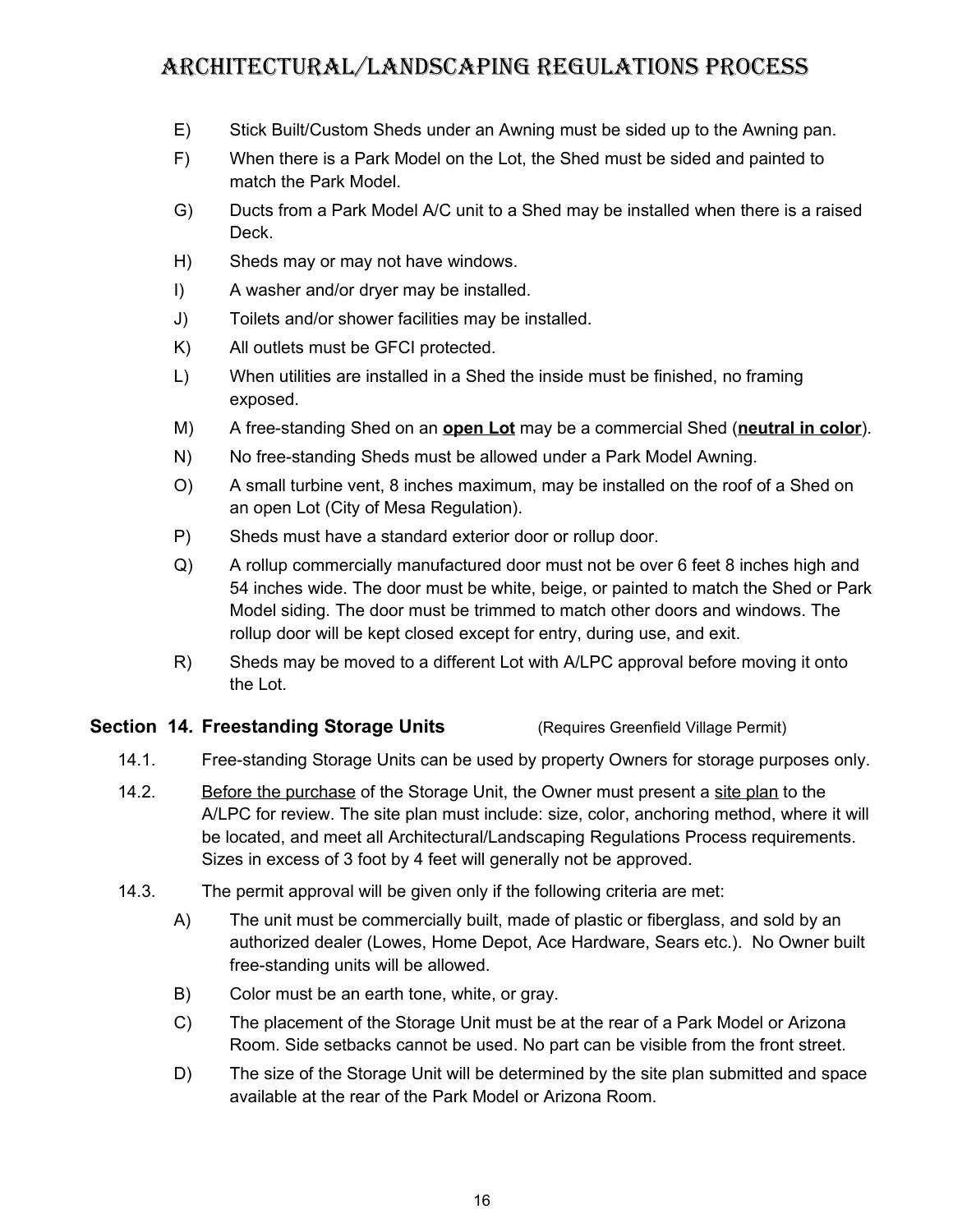E) Stick Built/Custom Sheds under an Awning must be sided up to the Awning pan.

F) When there is a Park Model on the Lot, the Shed must be sided and painted to match the Park Model.

G) Ducts from a Park Model A/C unit to a Shed may be installed when there is a raised Deck.

H) Sheds may or may not have windows.

I) A washer and/or dryer may be installed.

J) Toilets and/or shower facilities may be installed.

K) All outlets must be GFCI protected.

L) When utilities are installed in a Shed the inside must be finished, no framing exposed.

M) A free-standing Shed on an **open Lot** may be a commercial Shed (**neutral in color**).

N) No free-standing Sheds must be allowed under a Park Model Awning.

O) A small turbine vent, 8 inches maximum, may be installed on the roof of a Shed on an open Lot (City of Mesa Regulation).

P) Sheds must have a standard exterior door or rollup door.

Q) A rollup commercially manufactured door must not be over 6 feet 8 inches high and 54 inches wide. The door must be white, beige, or painted to match the Shed or Park Model siding. The door must be trimmed to match other doors and windows. The rollup door will be kept closed except for entry, during use, and exit.

R) Sheds may be moved to a different Lot with A/LPC approval before moving it onto the Lot.

## Section 14. Freestanding Storage Units (Requires Greenfield Village Permit)

14.1. Free-standing Storage Units can be used by property Owners for storage purposes only.

14.2. Before the purchase of the Storage Unit, the Owner must present a site plan to the A/LPC for review. The site plan must include: size, color, anchoring method, where it will be located, and meet all Architectural/Landscaping Regulations Process requirements. Sizes in excess of 3 foot by 4 feet will generally not be approved.

14.3. The permit approval will be given only if the following criteria are met:

A) The unit must be commercially built, made of plastic or fiberglass, and sold by an authorized dealer (Lowes, Home Depot, Ace Hardware, Sears etc.). No Owner built free-standing units will be allowed.

B) Color must be an earth tone, white, or gray.

C) The placement of the Storage Unit must be at the rear of a Park Model or Arizona Room. Side setbacks cannot be used. No part can be visible from the front street.

D) The size of the Storage Unit will be determined by the site plan submitted and space available at the rear of the Park Model or Arizona Room.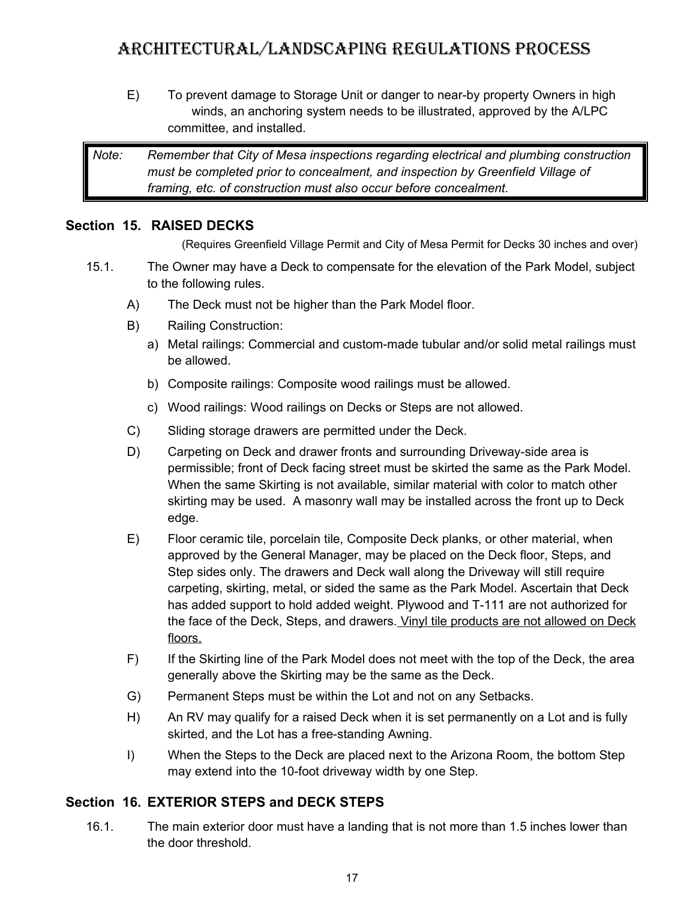E) To prevent damage to Storage Unit or danger to near-by property Owners in high winds, an anchoring system needs to be illustrated, approved by the A/LPC committee, and installed.

> *Note: Remember that City of Mesa inspections regarding electrical and plumbing construction must be completed prior to concealment, and inspection by Greenfield Village of framing, etc. of construction must also occur before concealment.*

## Section 15. RAISED DECKS

(Requires Greenfield Village Permit and City of Mesa Permit for Decks 30 inches and over)

15.1. The Owner may have a Deck to compensate for the elevation of the Park Model, subject to the following rules.

A) The Deck must not be higher than the Park Model floor.

B) Railing Construction:

a) Metal railings: Commercial and custom-made tubular and/or solid metal railings must be allowed.

b) Composite railings: Composite wood railings must be allowed.

c) Wood railings: Wood railings on Decks or Steps are not allowed.

C) Sliding storage drawers are permitted under the Deck.

D) Carpeting on Deck and drawer fronts and surrounding Driveway-side area is permissible; front of Deck facing street must be skirted the same as the Park Model. When the same Skirting is not available, similar material with color to match other skirting may be used. A masonry wall may be installed across the front up to Deck edge.

E) Floor ceramic tile, porcelain tile, Composite Deck planks, or other material, when approved by the General Manager, may be placed on the Deck floor, Steps, and Step sides only. The drawers and Deck wall along the Driveway will still require carpeting, skirting, metal, or sided the same as the Park Model. Ascertain that Deck has added support to hold added weight. Plywood and T-111 are not authorized for the face of the Deck, Steps, and drawers. <u>Vinyl tile products are not allowed on Deck floors.</u>

F) If the Skirting line of the Park Model does not meet with the top of the Deck, the area generally above the Skirting may be the same as the Deck.

G) Permanent Steps must be within the Lot and not on any Setbacks.

H) An RV may qualify for a raised Deck when it is set permanently on a Lot and is fully skirted, and the Lot has a free-standing Awning.

I) When the Steps to the Deck are placed next to the Arizona Room, the bottom Step may extend into the 10-foot driveway width by one Step.

## Section 16. EXTERIOR STEPS and DECK STEPS

16.1. The main exterior door must have a landing that is not more than 1.5 inches lower than the door threshold.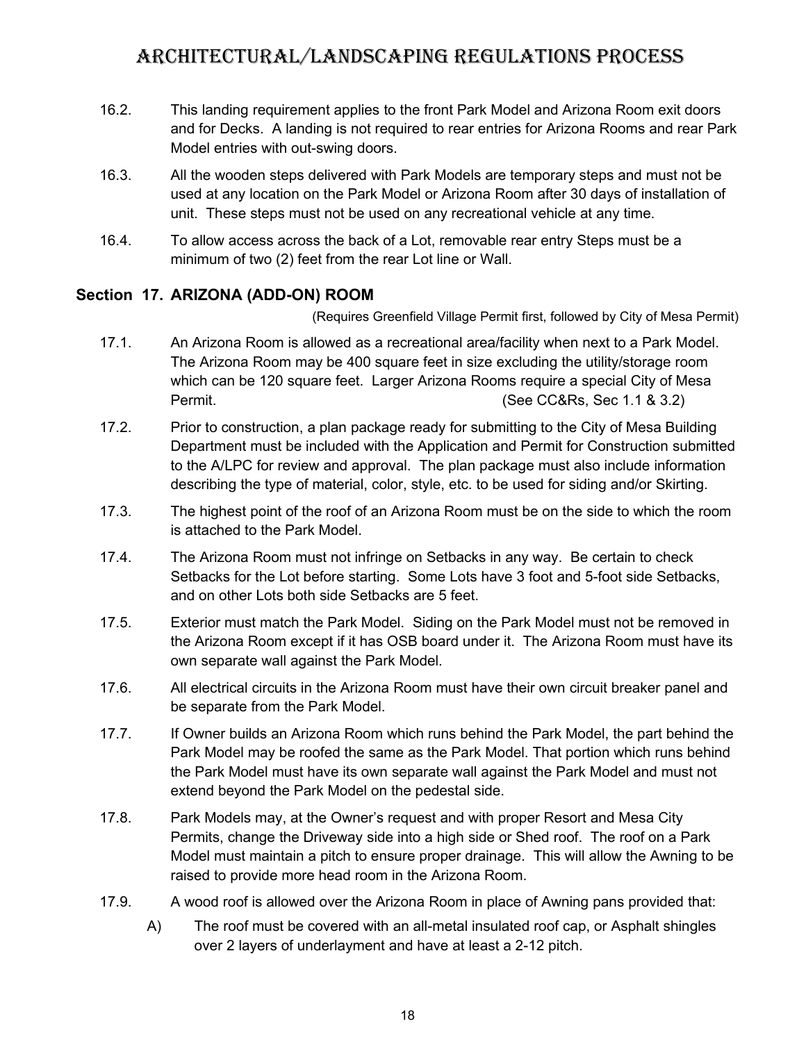16.2. This landing requirement applies to the front Park Model and Arizona Room exit doors and for Decks. A landing is not required to rear entries for Arizona Rooms and rear Park Model entries with out-swing doors.

16.3. All the wooden steps delivered with Park Models are temporary steps and must not be used at any location on the Park Model or Arizona Room after 30 days of installation of unit. These steps must not be used on any recreational vehicle at any time.

16.4. To allow access across the back of a Lot, removable rear entry Steps must be a minimum of two (2) feet from the rear Lot line or Wall.

## Section 17. ARIZONA (ADD-ON) ROOM

(Requires Greenfield Village Permit first, followed by City of Mesa Permit)

17.1. An Arizona Room is allowed as a recreational area/facility when next to a Park Model. The Arizona Room may be 400 square feet in size excluding the utility/storage room which can be 120 square feet. Larger Arizona Rooms require a special City of Mesa Permit. (See CC&Rs, Sec 1.1 & 3.2)

17.2. Prior to construction, a plan package ready for submitting to the City of Mesa Building Department must be included with the Application and Permit for Construction submitted to the A/LPC for review and approval. The plan package must also include information describing the type of material, color, style, etc. to be used for siding and/or Skirting.

17.3. The highest point of the roof of an Arizona Room must be on the side to which the room is attached to the Park Model.

17.4. The Arizona Room must not infringe on Setbacks in any way. Be certain to check Setbacks for the Lot before starting. Some Lots have 3 foot and 5-foot side Setbacks, and on other Lots both side Setbacks are 5 feet.

17.5. Exterior must match the Park Model. Siding on the Park Model must not be removed in the Arizona Room except if it has OSB board under it. The Arizona Room must have its own separate wall against the Park Model.

17.6. All electrical circuits in the Arizona Room must have their own circuit breaker panel and be separate from the Park Model.

17.7. If Owner builds an Arizona Room which runs behind the Park Model, the part behind the Park Model may be roofed the same as the Park Model. That portion which runs behind the Park Model must have its own separate wall against the Park Model and must not extend beyond the Park Model on the pedestal side.

17.8. Park Models may, at the Owner's request and with proper Resort and Mesa City Permits, change the Driveway side into a high side or Shed roof. The roof on a Park Model must maintain a pitch to ensure proper drainage. This will allow the Awning to be raised to provide more head room in the Arizona Room.

17.9. A wood roof is allowed over the Arizona Room in place of Awning pans provided that:

A) The roof must be covered with an all-metal insulated roof cap, or Asphalt shingles over 2 layers of underlayment and have at least a 2-12 pitch.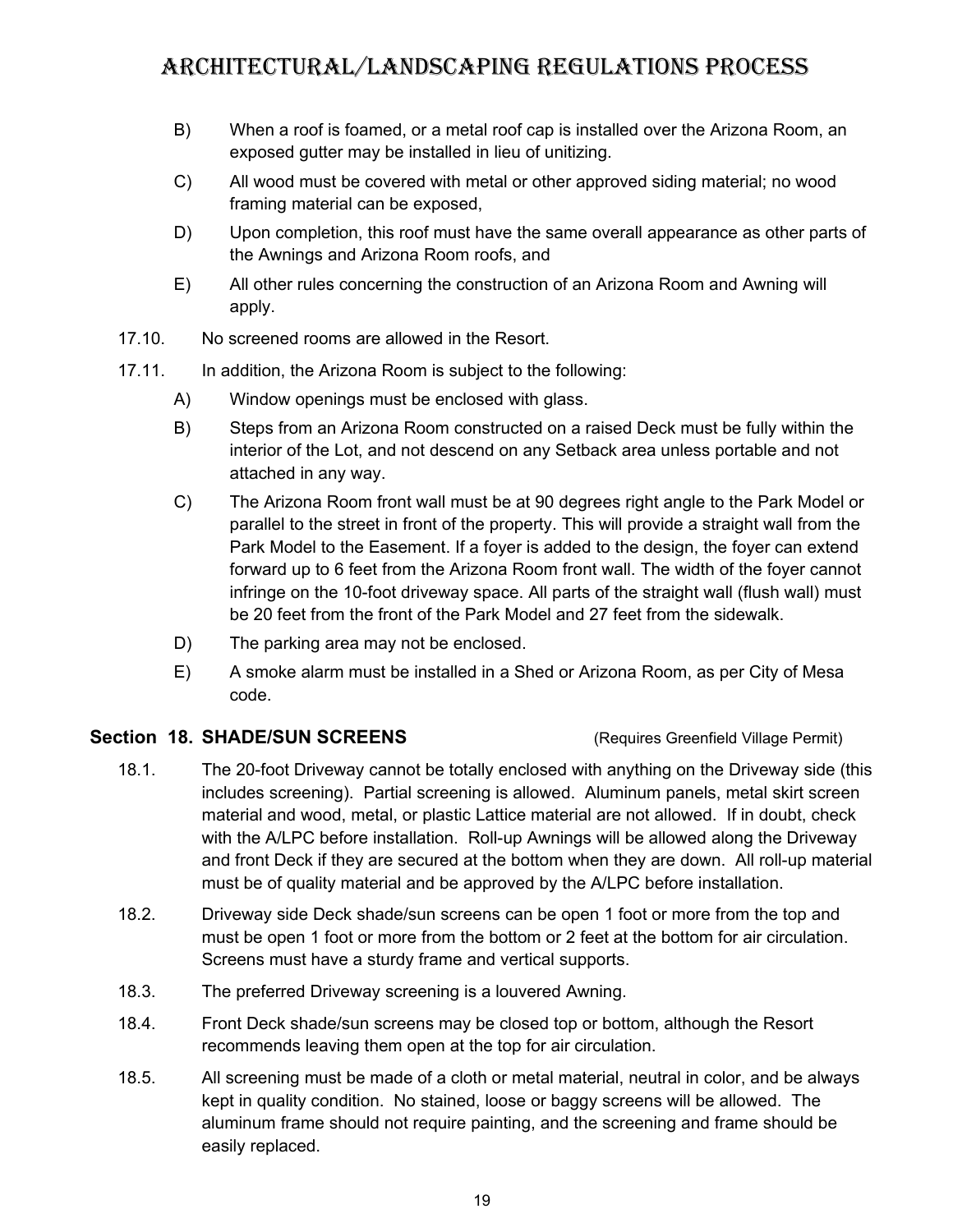B) When a roof is foamed, or a metal roof cap is installed over the Arizona Room, an exposed gutter may be installed in lieu of unitizing.

C) All wood must be covered with metal or other approved siding material; no wood framing material can be exposed,

D) Upon completion, this roof must have the same overall appearance as other parts of the Awnings and Arizona Room roofs, and

E) All other rules concerning the construction of an Arizona Room and Awning will apply.

17.10. No screened rooms are allowed in the Resort.

17.11. In addition, the Arizona Room is subject to the following:

A) Window openings must be enclosed with glass.

B) Steps from an Arizona Room constructed on a raised Deck must be fully within the interior of the Lot, and not descend on any Setback area unless portable and not attached in any way.

C) The Arizona Room front wall must be at 90 degrees right angle to the Park Model or parallel to the street in front of the property. This will provide a straight wall from the Park Model to the Easement. If a foyer is added to the design, the foyer can extend forward up to 6 feet from the Arizona Room front wall. The width of the foyer cannot infringe on the 10-foot driveway space. All parts of the straight wall (flush wall) must be 20 feet from the front of the Park Model and 27 feet from the sidewalk.

D) The parking area may not be enclosed.

E) A smoke alarm must be installed in a Shed or Arizona Room, as per City of Mesa code.

## Section 18. SHADE/SUN SCREENS (Requires Greenfield Village Permit)

18.1. The 20-foot Driveway cannot be totally enclosed with anything on the Driveway side (this includes screening). Partial screening is allowed. Aluminum panels, metal skirt screen material and wood, metal, or plastic Lattice material are not allowed. If in doubt, check with the A/LPC before installation. Roll-up Awnings will be allowed along the Driveway and front Deck if they are secured at the bottom when they are down. All roll-up material must be of quality material and be approved by the A/LPC before installation.

18.2. Driveway side Deck shade/sun screens can be open 1 foot or more from the top and must be open 1 foot or more from the bottom or 2 feet at the bottom for air circulation. Screens must have a sturdy frame and vertical supports.

18.3. The preferred Driveway screening is a louvered Awning.

18.4. Front Deck shade/sun screens may be closed top or bottom, although the Resort recommends leaving them open at the top for air circulation.

18.5. All screening must be made of a cloth or metal material, neutral in color, and be always kept in quality condition. No stained, loose or baggy screens will be allowed. The aluminum frame should not require painting, and the screening and frame should be easily replaced.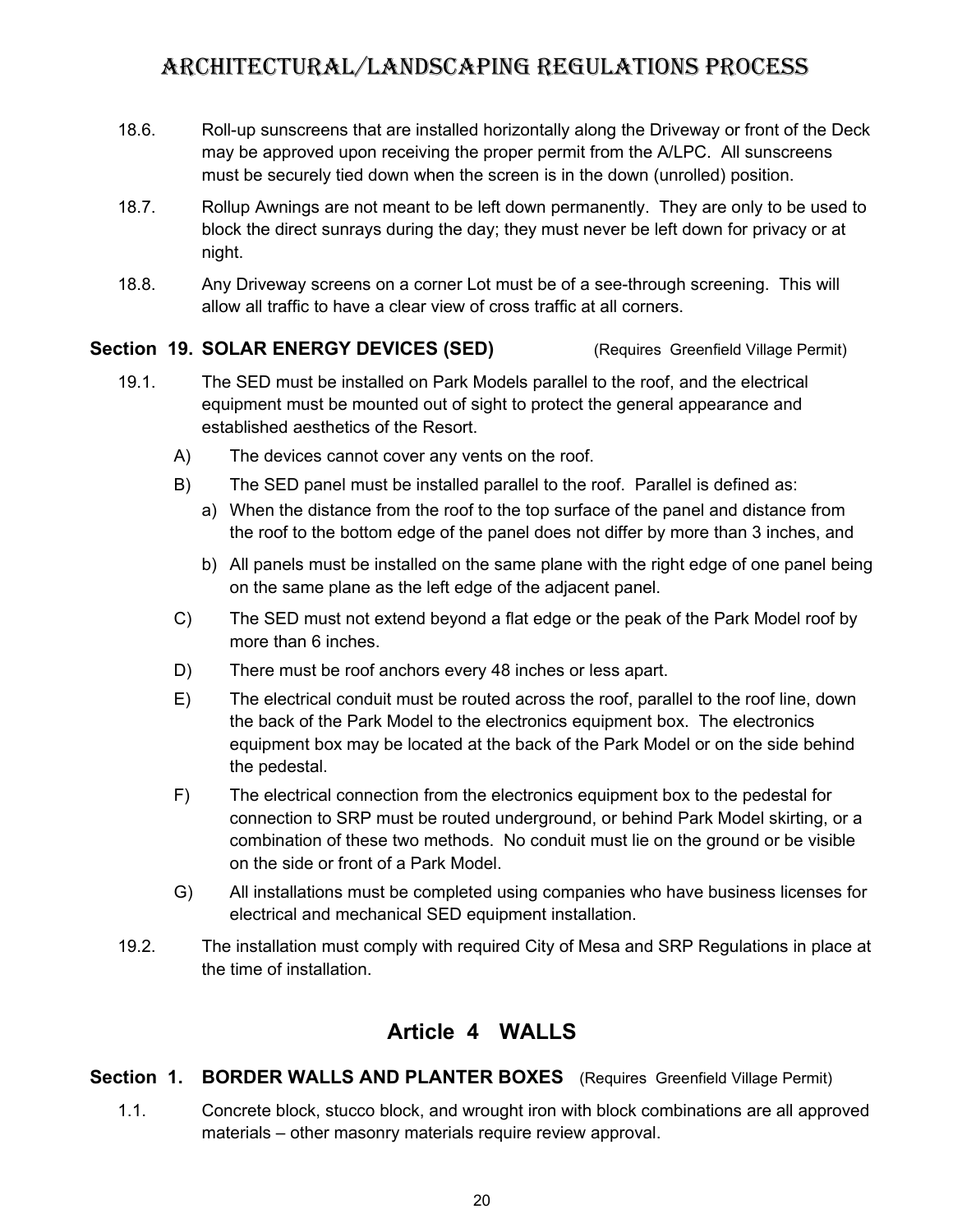18.6. Roll-up sunscreens that are installed horizontally along the Driveway or front of the Deck may be approved upon receiving the proper permit from the A/LPC. All sunscreens must be securely tied down when the screen is in the down (unrolled) position.

18.7. Rollup Awnings are not meant to be left down permanently. They are only to be used to block the direct sunrays during the day; they must never be left down for privacy or at night.

18.8. Any Driveway screens on a corner Lot must be of a see-through screening. This will allow all traffic to have a clear view of cross traffic at all corners.

### Section 19. SOLAR ENERGY DEVICES (SED) (Requires Greenfield Village Permit)

19.1. The SED must be installed on Park Models parallel to the roof, and the electrical equipment must be mounted out of sight to protect the general appearance and established aesthetics of the Resort.

- A) The devices cannot cover any vents on the roof.
- B) The SED panel must be installed parallel to the roof. Parallel is defined as:
  - a) When the distance from the roof to the top surface of the panel and distance from the roof to the bottom edge of the panel does not differ by more than 3 inches, and
  - b) All panels must be installed on the same plane with the right edge of one panel being on the same plane as the left edge of the adjacent panel.
- C) The SED must not extend beyond a flat edge or the peak of the Park Model roof by more than 6 inches.
- D) There must be roof anchors every 48 inches or less apart.
- E) The electrical conduit must be routed across the roof, parallel to the roof line, down the back of the Park Model to the electronics equipment box. The electronics equipment box may be located at the back of the Park Model or on the side behind the pedestal.
- F) The electrical connection from the electronics equipment box to the pedestal for connection to SRP must be routed underground, or behind Park Model skirting, or a combination of these two methods. No conduit must lie on the ground or be visible on the side or front of a Park Model.
- G) All installations must be completed using companies who have business licenses for electrical and mechanical SED equipment installation.

19.2. The installation must comply with required City of Mesa and SRP Regulations in place at the time of installation.

## Article 4 WALLS

### Section 1. BORDER WALLS AND PLANTER BOXES (Requires Greenfield Village Permit)

1.1. Concrete block, stucco block, and wrought iron with block combinations are all approved materials – other masonry materials require review approval.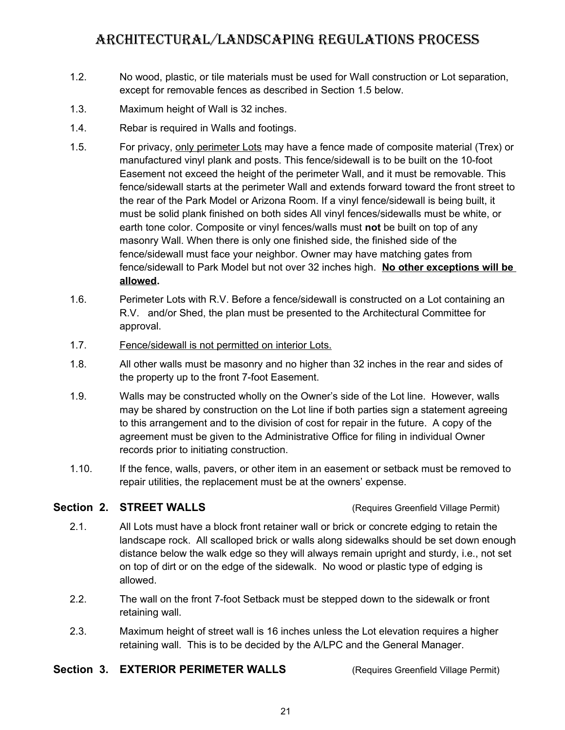1.2. No wood, plastic, or tile materials must be used for Wall construction or Lot separation, except for removable fences as described in Section 1.5 below.

1.3. Maximum height of Wall is 32 inches.

1.4. Rebar is required in Walls and footings.

1.5. For privacy, <u>only perimeter Lots</u> may have a fence made of composite material (Trex) or manufactured vinyl plank and posts. This fence/sidewall is to be built on the 10-foot Easement not exceed the height of the perimeter Wall, and it must be removable. This fence/sidewall starts at the perimeter Wall and extends forward toward the front street to the rear of the Park Model or Arizona Room. If a vinyl fence/sidewall is being built, it must be solid plank finished on both sides All vinyl fences/sidewalls must be white, or earth tone color. Composite or vinyl fences/walls must **not** be built on top of any masonry Wall. When there is only one finished side, the finished side of the fence/sidewall must face your neighbor. Owner may have matching gates from fence/sidewall to Park Model but not over 32 inches high. **<u>No other exceptions will be allowed</u>.**

1.6. Perimeter Lots with R.V. Before a fence/sidewall is constructed on a Lot containing an R.V. and/or Shed, the plan must be presented to the Architectural Committee for approval.

1.7. <u>Fence/sidewall is not permitted on interior Lots.</u>

1.8. All other walls must be masonry and no higher than 32 inches in the rear and sides of the property up to the front 7-foot Easement.

1.9. Walls may be constructed wholly on the Owner's side of the Lot line. However, walls may be shared by construction on the Lot line if both parties sign a statement agreeing to this arrangement and to the division of cost for repair in the future. A copy of the agreement must be given to the Administrative Office for filing in individual Owner records prior to initiating construction.

1.10. If the fence, walls, pavers, or other item in an easement or setback must be removed to repair utilities, the replacement must be at the owners' expense.

## Section 2. STREET WALLS (Requires Greenfield Village Permit)

2.1. All Lots must have a block front retainer wall or brick or concrete edging to retain the landscape rock. All scalloped brick or walls along sidewalks should be set down enough distance below the walk edge so they will always remain upright and sturdy, i.e., not set on top of dirt or on the edge of the sidewalk. No wood or plastic type of edging is allowed.

2.2. The wall on the front 7-foot Setback must be stepped down to the sidewalk or front retaining wall.

2.3. Maximum height of street wall is 16 inches unless the Lot elevation requires a higher retaining wall. This is to be decided by the A/LPC and the General Manager.

## Section 3. EXTERIOR PERIMETER WALLS (Requires Greenfield Village Permit)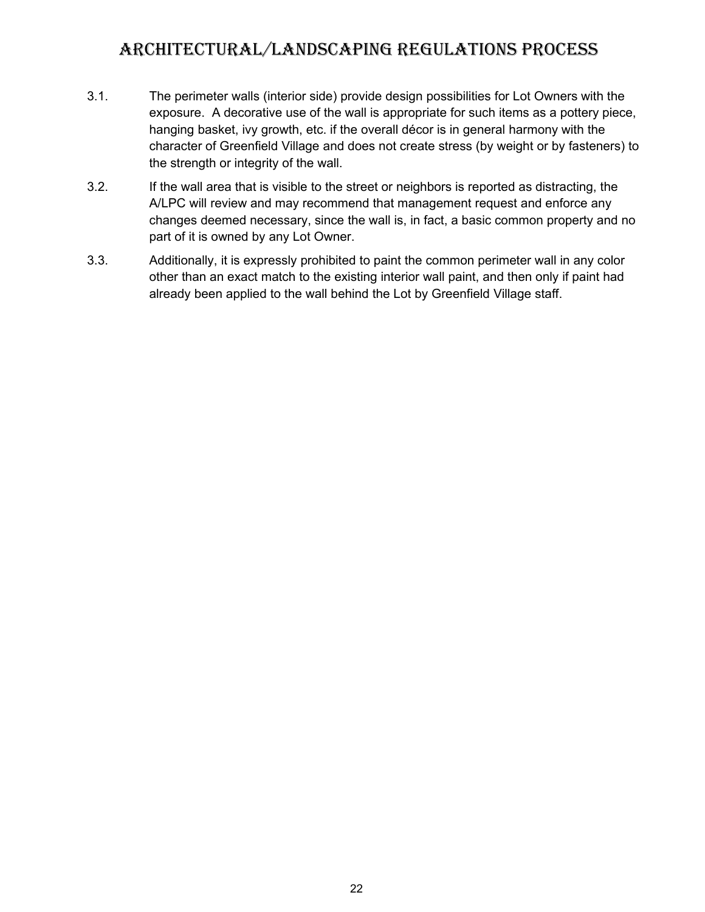# ARCHITECTURAL/LANDSCAPING REGULATIONS PROCESS

3.1. The perimeter walls (interior side) provide design possibilities for Lot Owners with the exposure. A decorative use of the wall is appropriate for such items as a pottery piece, hanging basket, ivy growth, etc. if the overall décor is in general harmony with the character of Greenfield Village and does not create stress (by weight or by fasteners) to the strength or integrity of the wall.

3.2. If the wall area that is visible to the street or neighbors is reported as distracting, the A/LPC will review and may recommend that management request and enforce any changes deemed necessary, since the wall is, in fact, a basic common property and no part of it is owned by any Lot Owner.

3.3. Additionally, it is expressly prohibited to paint the common perimeter wall in any color other than an exact match to the existing interior wall paint, and then only if paint had already been applied to the wall behind the Lot by Greenfield Village staff.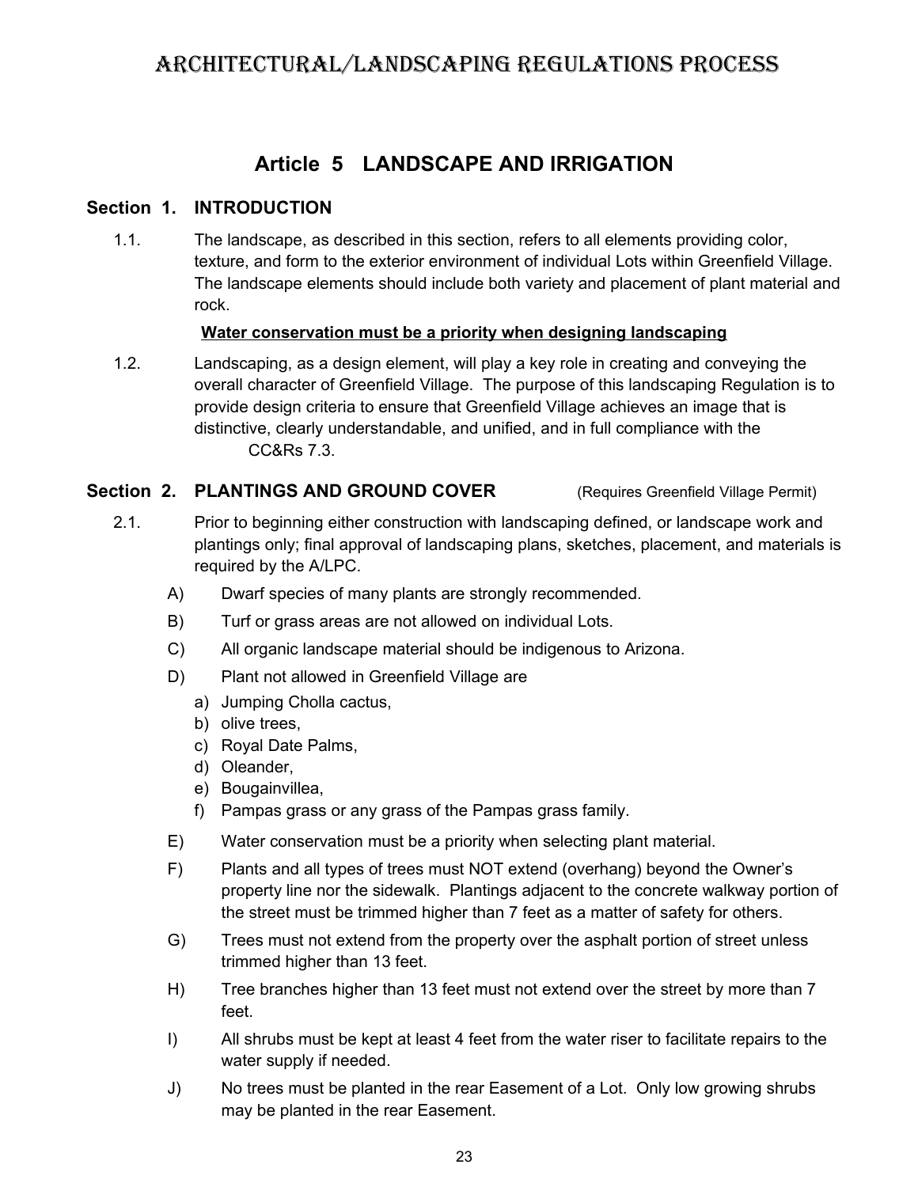# ARCHITECTURAL/LANDSCAPING REGULATIONS PROCESS

## Article 5 LANDSCAPE AND IRRIGATION

### Section 1. INTRODUCTION

1.1. The landscape, as described in this section, refers to all elements providing color, texture, and form to the exterior environment of individual Lots within Greenfield Village. The landscape elements should include both variety and placement of plant material and rock.

**Water conservation must be a priority when designing landscaping**

1.2. Landscaping, as a design element, will play a key role in creating and conveying the overall character of Greenfield Village. The purpose of this landscaping Regulation is to provide design criteria to ensure that Greenfield Village achieves an image that is distinctive, clearly understandable, and unified, and in full compliance with the CC&Rs 7.3.

### Section 2. PLANTINGS AND GROUND COVER (Requires Greenfield Village Permit)

2.1. Prior to beginning either construction with landscaping defined, or landscape work and plantings only; final approval of landscaping plans, sketches, placement, and materials is required by the A/LPC.

A) Dwarf species of many plants are strongly recommended.

B) Turf or grass areas are not allowed on individual Lots.

C) All organic landscape material should be indigenous to Arizona.

D) Plant not allowed in Greenfield Village are

   a) Jumping Cholla cactus,
   b) olive trees,
   c) Royal Date Palms,
   d) Oleander,
   e) Bougainvillea,
   f) Pampas grass or any grass of the Pampas grass family.

E) Water conservation must be a priority when selecting plant material.

F) Plants and all types of trees must NOT extend (overhang) beyond the Owner's property line nor the sidewalk. Plantings adjacent to the concrete walkway portion of the street must be trimmed higher than 7 feet as a matter of safety for others.

G) Trees must not extend from the property over the asphalt portion of street unless trimmed higher than 13 feet.

H) Tree branches higher than 13 feet must not extend over the street by more than 7 feet.

I) All shrubs must be kept at least 4 feet from the water riser to facilitate repairs to the water supply if needed.

J) No trees must be planted in the rear Easement of a Lot. Only low growing shrubs may be planted in the rear Easement.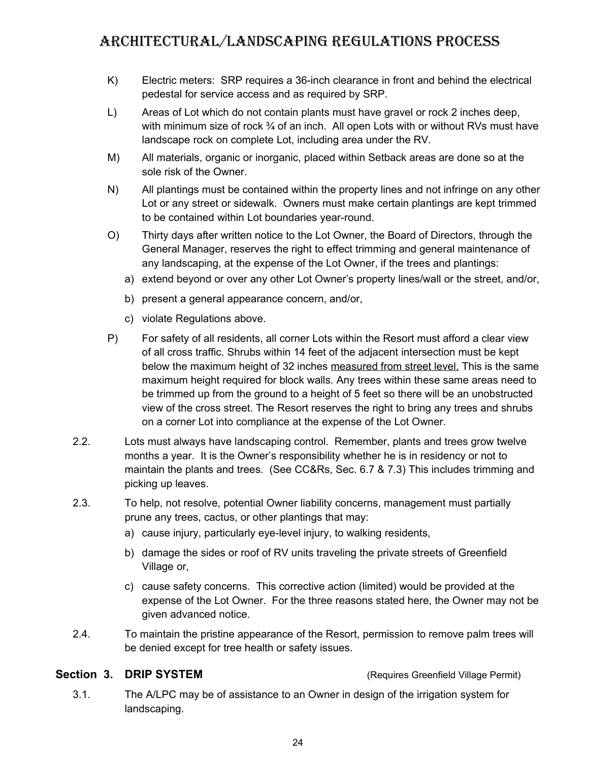K) Electric meters: SRP requires a 36-inch clearance in front and behind the electrical pedestal for service access and as required by SRP.

L) Areas of Lot which do not contain plants must have gravel or rock 2 inches deep, with minimum size of rock ¾ of an inch. All open Lots with or without RVs must have landscape rock on complete Lot, including area under the RV.

M) All materials, organic or inorganic, placed within Setback areas are done so at the sole risk of the Owner.

N) All plantings must be contained within the property lines and not infringe on any other Lot or any street or sidewalk. Owners must make certain plantings are kept trimmed to be contained within Lot boundaries year-round.

O) Thirty days after written notice to the Lot Owner, the Board of Directors, through the General Manager, reserves the right to effect trimming and general maintenance of any landscaping, at the expense of the Lot Owner, if the trees and plantings:

   a) extend beyond or over any other Lot Owner's property lines/wall or the street, and/or,

   b) present a general appearance concern, and/or,

   c) violate Regulations above.

P) For safety of all residents, all corner Lots within the Resort must afford a clear view of all cross traffic. Shrubs within 14 feet of the adjacent intersection must be kept below the maximum height of 32 inches <u>measured from street level.</u> This is the same maximum height required for block walls. Any trees within these same areas need to be trimmed up from the ground to a height of 5 feet so there will be an unobstructed view of the cross street. The Resort reserves the right to bring any trees and shrubs on a corner Lot into compliance at the expense of the Lot Owner.

2.2. Lots must always have landscaping control. Remember, plants and trees grow twelve months a year. It is the Owner's responsibility whether he is in residency or not to maintain the plants and trees. (See CC&Rs, Sec. 6.7 & 7.3) This includes trimming and picking up leaves.

2.3. To help, not resolve, potential Owner liability concerns, management must partially prune any trees, cactus, or other plantings that may:

   a) cause injury, particularly eye-level injury, to walking residents,

   b) damage the sides or roof of RV units traveling the private streets of Greenfield Village or,

   c) cause safety concerns. This corrective action (limited) would be provided at the expense of the Lot Owner. For the three reasons stated here, the Owner may not be given advanced notice.

2.4. To maintain the pristine appearance of the Resort, permission to remove palm trees will be denied except for tree health or safety issues.

## Section 3. DRIP SYSTEM (Requires Greenfield Village Permit)

3.1. The A/LPC may be of assistance to an Owner in design of the irrigation system for landscaping.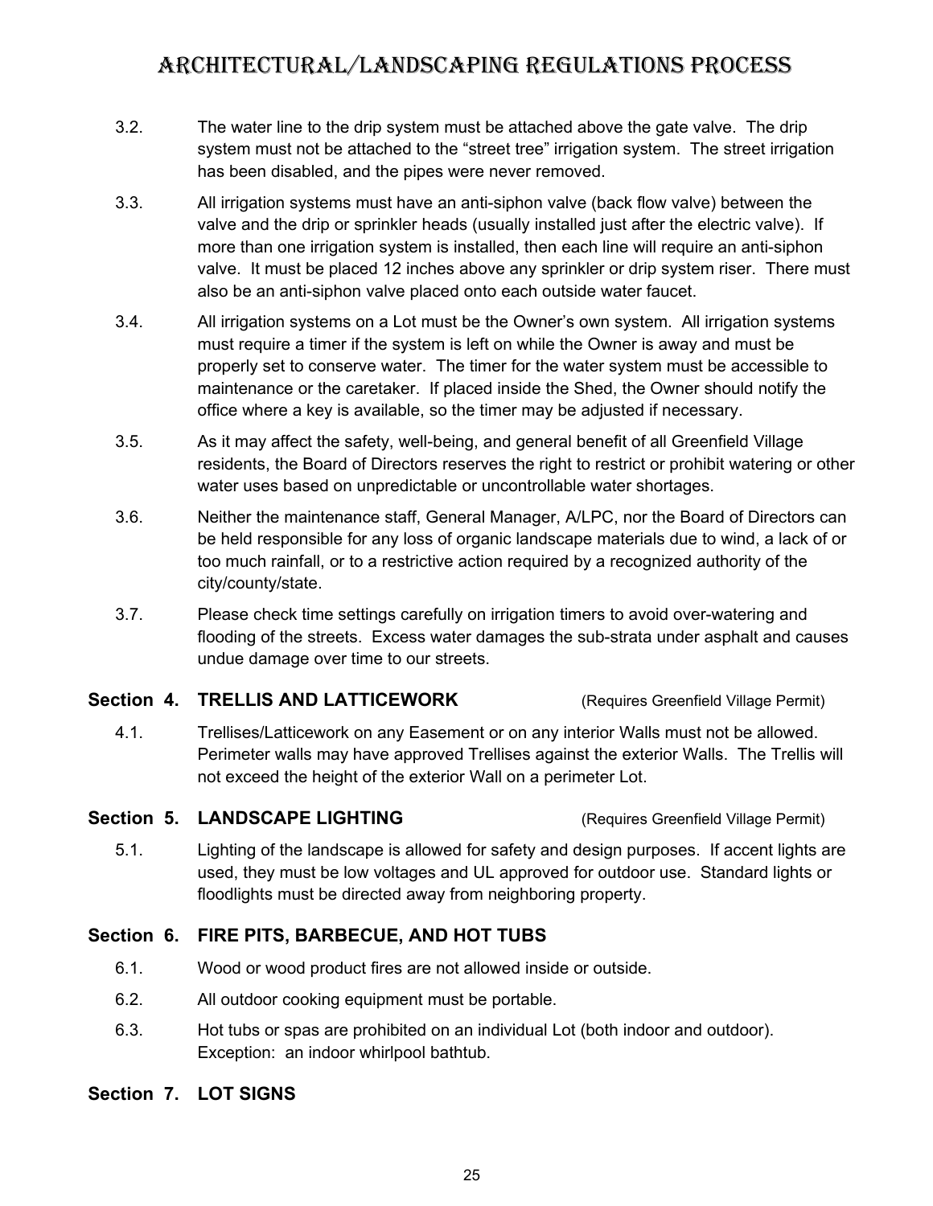3.2. The water line to the drip system must be attached above the gate valve. The drip system must not be attached to the "street tree" irrigation system. The street irrigation has been disabled, and the pipes were never removed.

3.3. All irrigation systems must have an anti-siphon valve (back flow valve) between the valve and the drip or sprinkler heads (usually installed just after the electric valve). If more than one irrigation system is installed, then each line will require an anti-siphon valve. It must be placed 12 inches above any sprinkler or drip system riser. There must also be an anti-siphon valve placed onto each outside water faucet.

3.4. All irrigation systems on a Lot must be the Owner's own system. All irrigation systems must require a timer if the system is left on while the Owner is away and must be properly set to conserve water. The timer for the water system must be accessible to maintenance or the caretaker. If placed inside the Shed, the Owner should notify the office where a key is available, so the timer may be adjusted if necessary.

3.5. As it may affect the safety, well-being, and general benefit of all Greenfield Village residents, the Board of Directors reserves the right to restrict or prohibit watering or other water uses based on unpredictable or uncontrollable water shortages.

3.6. Neither the maintenance staff, General Manager, A/LPC, nor the Board of Directors can be held responsible for any loss of organic landscape materials due to wind, a lack of or too much rainfall, or to a restrictive action required by a recognized authority of the city/county/state.

3.7. Please check time settings carefully on irrigation timers to avoid over-watering and flooding of the streets. Excess water damages the sub-strata under asphalt and causes undue damage over time to our streets.

## Section 4. TRELLIS AND LATTICEWORK (Requires Greenfield Village Permit)

4.1. Trellises/Latticework on any Easement or on any interior Walls must not be allowed. Perimeter walls may have approved Trellises against the exterior Walls. The Trellis will not exceed the height of the exterior Wall on a perimeter Lot.

## Section 5. LANDSCAPE LIGHTING (Requires Greenfield Village Permit)

5.1. Lighting of the landscape is allowed for safety and design purposes. If accent lights are used, they must be low voltages and UL approved for outdoor use. Standard lights or floodlights must be directed away from neighboring property.

## Section 6. FIRE PITS, BARBECUE, AND HOT TUBS

6.1. Wood or wood product fires are not allowed inside or outside.

6.2. All outdoor cooking equipment must be portable.

6.3. Hot tubs or spas are prohibited on an individual Lot (both indoor and outdoor). Exception: an indoor whirlpool bathtub.

## Section 7. LOT SIGNS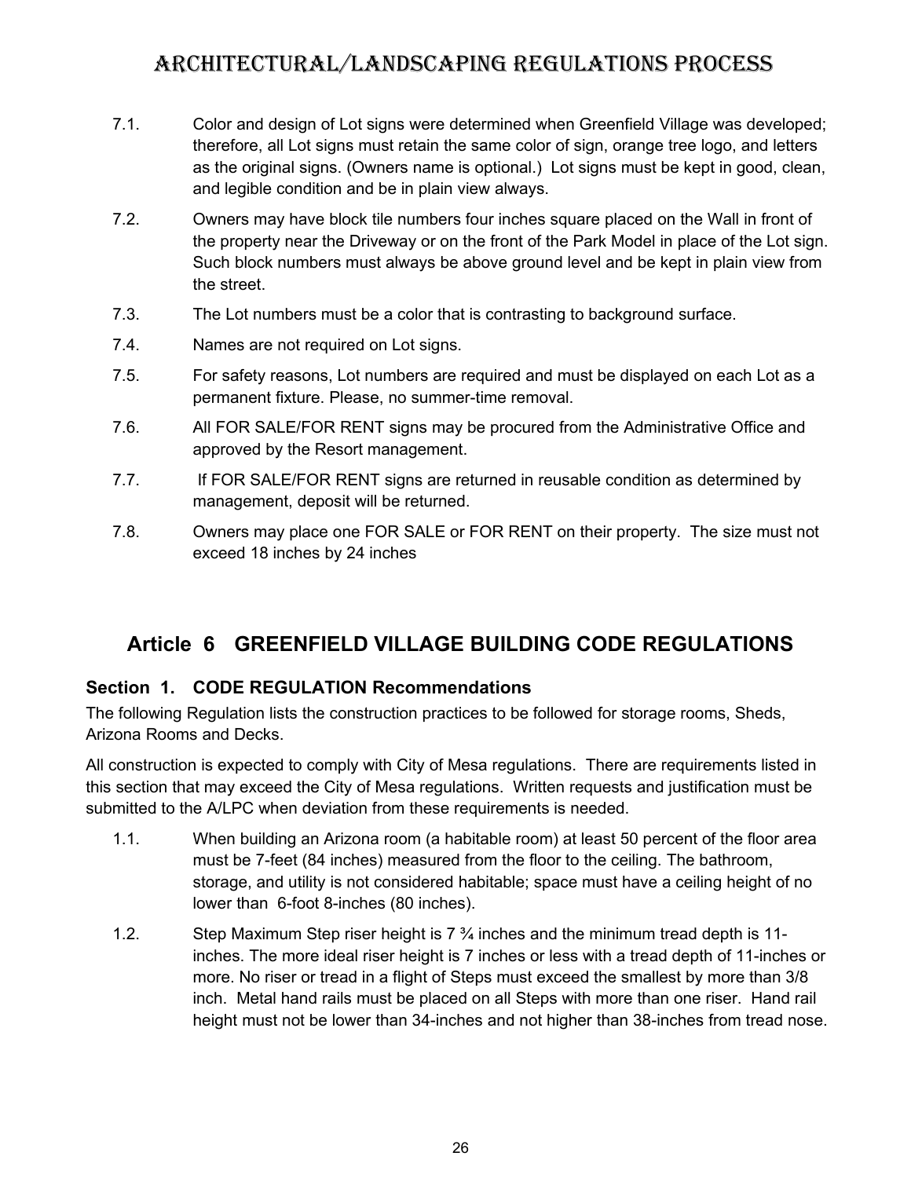# Architectural/Landscaping Regulations Process

7.1. Color and design of Lot signs were determined when Greenfield Village was developed; therefore, all Lot signs must retain the same color of sign, orange tree logo, and letters as the original signs. (Owners name is optional.) Lot signs must be kept in good, clean, and legible condition and be in plain view always.

7.2. Owners may have block tile numbers four inches square placed on the Wall in front of the property near the Driveway or on the front of the Park Model in place of the Lot sign. Such block numbers must always be above ground level and be kept in plain view from the street.

7.3. The Lot numbers must be a color that is contrasting to background surface.

7.4. Names are not required on Lot signs.

7.5. For safety reasons, Lot numbers are required and must be displayed on each Lot as a permanent fixture. Please, no summer-time removal.

7.6. All FOR SALE/FOR RENT signs may be procured from the Administrative Office and approved by the Resort management.

7.7. If FOR SALE/FOR RENT signs are returned in reusable condition as determined by management, deposit will be returned.

7.8. Owners may place one FOR SALE or FOR RENT on their property. The size must not exceed 18 inches by 24 inches

## Article 6 GREENFIELD VILLAGE BUILDING CODE REGULATIONS

### Section 1. CODE REGULATION Recommendations

The following Regulation lists the construction practices to be followed for storage rooms, Sheds, Arizona Rooms and Decks.

All construction is expected to comply with City of Mesa regulations. There are requirements listed in this section that may exceed the City of Mesa regulations. Written requests and justification must be submitted to the A/LPC when deviation from these requirements is needed.

1.1. When building an Arizona room (a habitable room) at least 50 percent of the floor area must be 7-feet (84 inches) measured from the floor to the ceiling. The bathroom, storage, and utility is not considered habitable; space must have a ceiling height of no lower than 6-foot 8-inches (80 inches).

1.2. Step Maximum Step riser height is 7 ¾ inches and the minimum tread depth is 11-inches. The more ideal riser height is 7 inches or less with a tread depth of 11-inches or more. No riser or tread in a flight of Steps must exceed the smallest by more than 3/8 inch. Metal hand rails must be placed on all Steps with more than one riser. Hand rail height must not be lower than 34-inches and not higher than 38-inches from tread nose.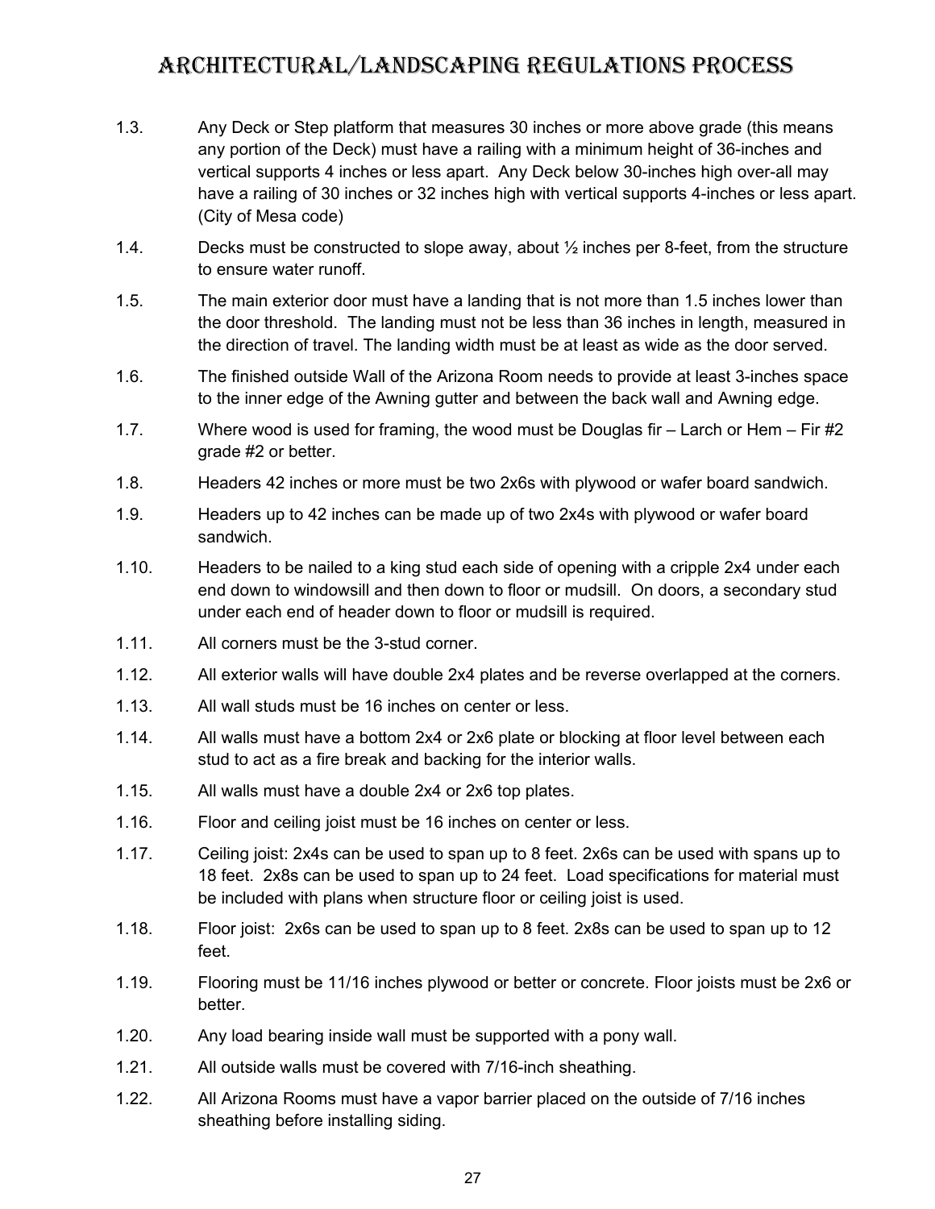# Architectural/Landscaping Regulations Process

1.3. Any Deck or Step platform that measures 30 inches or more above grade (this means any portion of the Deck) must have a railing with a minimum height of 36-inches and vertical supports 4 inches or less apart. Any Deck below 30-inches high over-all may have a railing of 30 inches or 32 inches high with vertical supports 4-inches or less apart. (City of Mesa code)

1.4. Decks must be constructed to slope away, about ½ inches per 8-feet, from the structure to ensure water runoff.

1.5. The main exterior door must have a landing that is not more than 1.5 inches lower than the door threshold. The landing must not be less than 36 inches in length, measured in the direction of travel. The landing width must be at least as wide as the door served.

1.6. The finished outside Wall of the Arizona Room needs to provide at least 3-inches space to the inner edge of the Awning gutter and between the back wall and Awning edge.

1.7. Where wood is used for framing, the wood must be Douglas fir – Larch or Hem – Fir #2 grade #2 or better.

1.8. Headers 42 inches or more must be two 2x6s with plywood or wafer board sandwich.

1.9. Headers up to 42 inches can be made up of two 2x4s with plywood or wafer board sandwich.

1.10. Headers to be nailed to a king stud each side of opening with a cripple 2x4 under each end down to windowsill and then down to floor or mudsill. On doors, a secondary stud under each end of header down to floor or mudsill is required.

1.11. All corners must be the 3-stud corner.

1.12. All exterior walls will have double 2x4 plates and be reverse overlapped at the corners.

1.13. All wall studs must be 16 inches on center or less.

1.14. All walls must have a bottom 2x4 or 2x6 plate or blocking at floor level between each stud to act as a fire break and backing for the interior walls.

1.15. All walls must have a double 2x4 or 2x6 top plates.

1.16. Floor and ceiling joist must be 16 inches on center or less.

1.17. Ceiling joist: 2x4s can be used to span up to 8 feet. 2x6s can be used with spans up to 18 feet. 2x8s can be used to span up to 24 feet. Load specifications for material must be included with plans when structure floor or ceiling joist is used.

1.18. Floor joist: 2x6s can be used to span up to 8 feet. 2x8s can be used to span up to 12 feet.

1.19. Flooring must be 11/16 inches plywood or better or concrete. Floor joists must be 2x6 or better.

1.20. Any load bearing inside wall must be supported with a pony wall.

1.21. All outside walls must be covered with 7/16-inch sheathing.

1.22. All Arizona Rooms must have a vapor barrier placed on the outside of 7/16 inches sheathing before installing siding.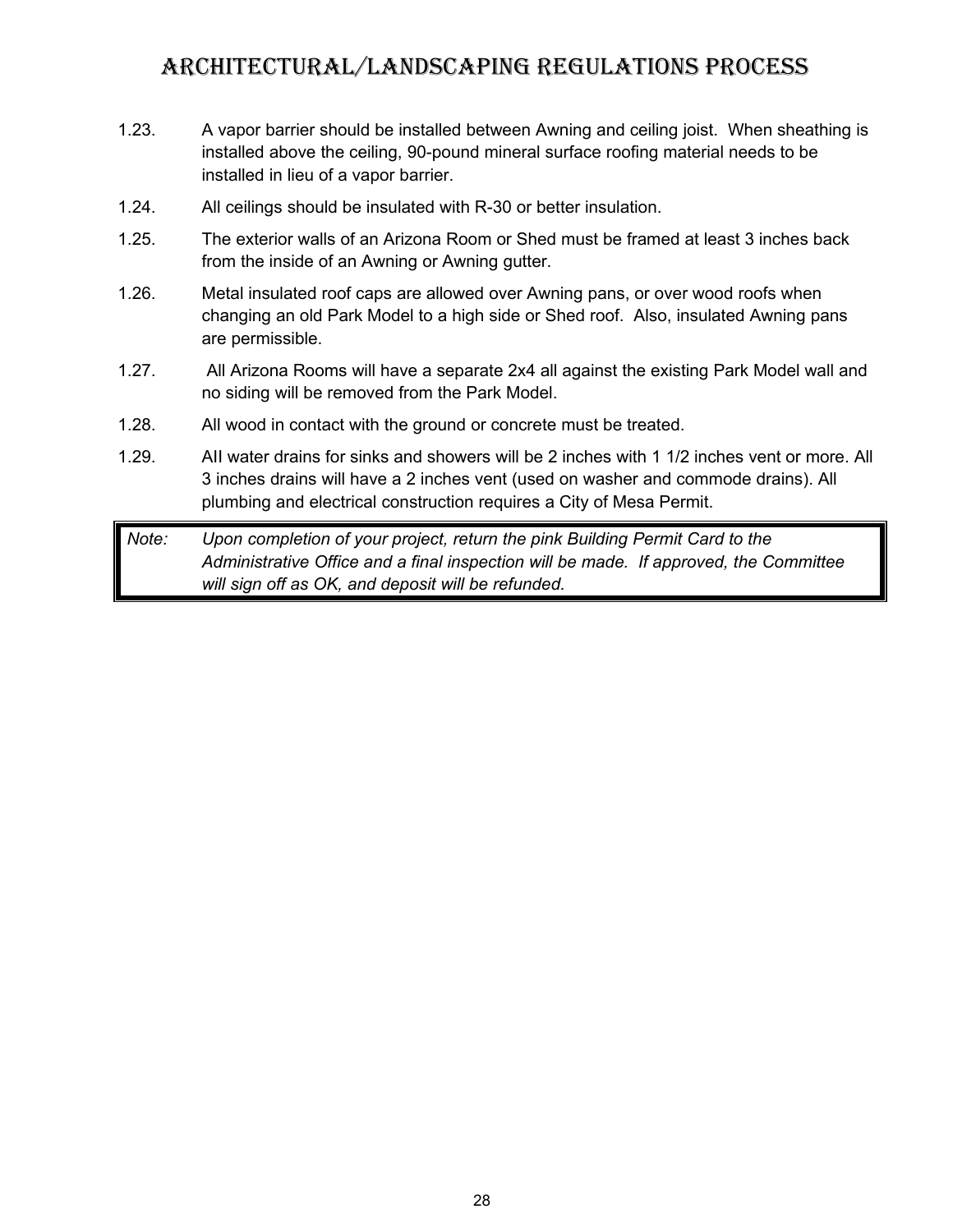# ARCHITECTURAL/LANDSCAPING REGULATIONS PROCESS

1.23. A vapor barrier should be installed between Awning and ceiling joist. When sheathing is installed above the ceiling, 90-pound mineral surface roofing material needs to be installed in lieu of a vapor barrier.

1.24. All ceilings should be insulated with R-30 or better insulation.

1.25. The exterior walls of an Arizona Room or Shed must be framed at least 3 inches back from the inside of an Awning or Awning gutter.

1.26. Metal insulated roof caps are allowed over Awning pans, or over wood roofs when changing an old Park Model to a high side or Shed roof. Also, insulated Awning pans are permissible.

1.27. All Arizona Rooms will have a separate 2x4 all against the existing Park Model wall and no siding will be removed from the Park Model.

1.28. All wood in contact with the ground or concrete must be treated.

1.29. AII water drains for sinks and showers will be 2 inches with 1 1/2 inches vent or more. All 3 inches drains will have a 2 inches vent (used on washer and commode drains). All plumbing and electrical construction requires a City of Mesa Permit.

*Note: Upon completion of your project, return the pink Building Permit Card to the Administrative Office and a final inspection will be made. If approved, the Committee will sign off as OK, and deposit will be refunded.*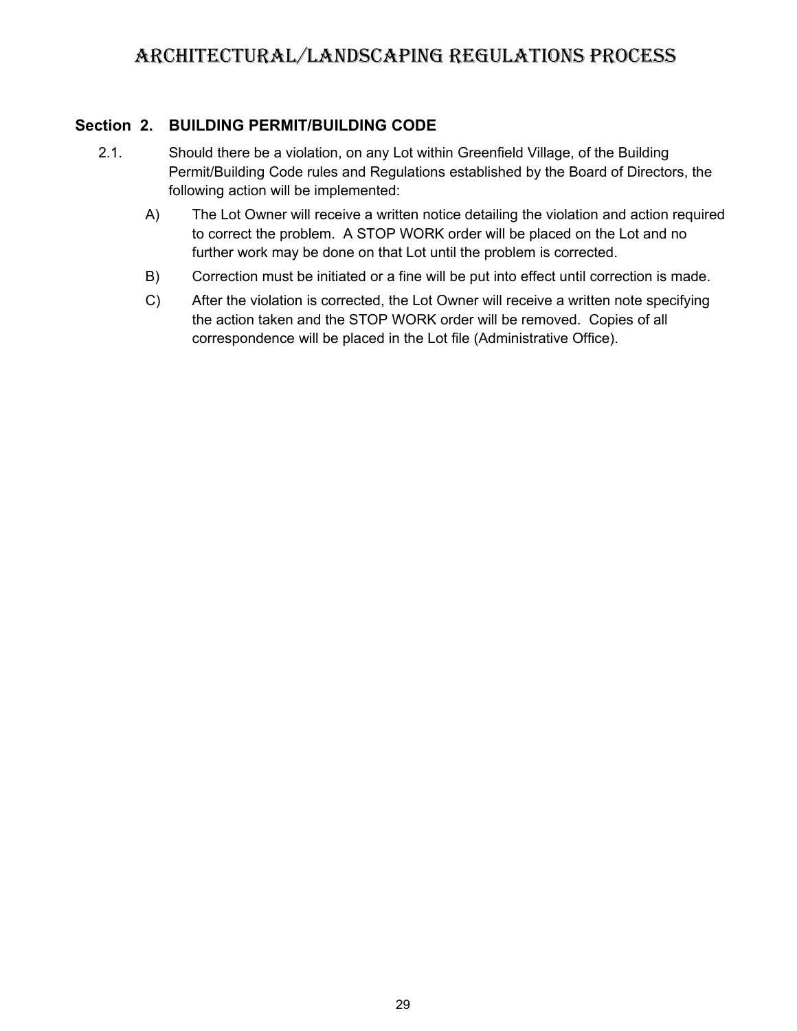# ARCHITECTURAL/LANDSCAPING REGULATIONS PROCESS

## Section 2. BUILDING PERMIT/BUILDING CODE

2.1. Should there be a violation, on any Lot within Greenfield Village, of the Building Permit/Building Code rules and Regulations established by the Board of Directors, the following action will be implemented:

A) The Lot Owner will receive a written notice detailing the violation and action required to correct the problem. A STOP WORK order will be placed on the Lot and no further work may be done on that Lot until the problem is corrected.

B) Correction must be initiated or a fine will be put into effect until correction is made.

C) After the violation is corrected, the Lot Owner will receive a written note specifying the action taken and the STOP WORK order will be removed. Copies of all correspondence will be placed in the Lot file (Administrative Office).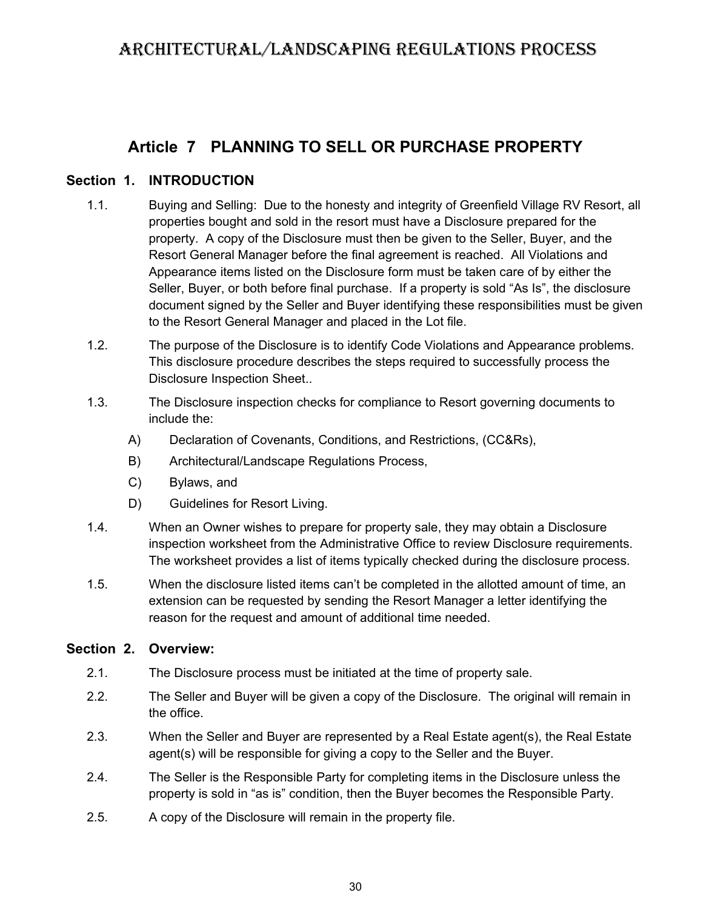## Article 7 PLANNING TO SELL OR PURCHASE PROPERTY

### Section 1. INTRODUCTION

1.1. Buying and Selling: Due to the honesty and integrity of Greenfield Village RV Resort, all properties bought and sold in the resort must have a Disclosure prepared for the property. A copy of the Disclosure must then be given to the Seller, Buyer, and the Resort General Manager before the final agreement is reached. All Violations and Appearance items listed on the Disclosure form must be taken care of by either the Seller, Buyer, or both before final purchase. If a property is sold "As Is", the disclosure document signed by the Seller and Buyer identifying these responsibilities must be given to the Resort General Manager and placed in the Lot file.

1.2. The purpose of the Disclosure is to identify Code Violations and Appearance problems. This disclosure procedure describes the steps required to successfully process the Disclosure Inspection Sheet..

1.3. The Disclosure inspection checks for compliance to Resort governing documents to include the:

A) Declaration of Covenants, Conditions, and Restrictions, (CC&Rs),

B) Architectural/Landscape Regulations Process,

C) Bylaws, and

D) Guidelines for Resort Living.

1.4. When an Owner wishes to prepare for property sale, they may obtain a Disclosure inspection worksheet from the Administrative Office to review Disclosure requirements. The worksheet provides a list of items typically checked during the disclosure process.

1.5. When the disclosure listed items can't be completed in the allotted amount of time, an extension can be requested by sending the Resort Manager a letter identifying the reason for the request and amount of additional time needed.

### Section 2. Overview:

2.1. The Disclosure process must be initiated at the time of property sale.

2.2. The Seller and Buyer will be given a copy of the Disclosure. The original will remain in the office.

2.3. When the Seller and Buyer are represented by a Real Estate agent(s), the Real Estate agent(s) will be responsible for giving a copy to the Seller and the Buyer.

2.4. The Seller is the Responsible Party for completing items in the Disclosure unless the property is sold in "as is" condition, then the Buyer becomes the Responsible Party.

2.5. A copy of the Disclosure will remain in the property file.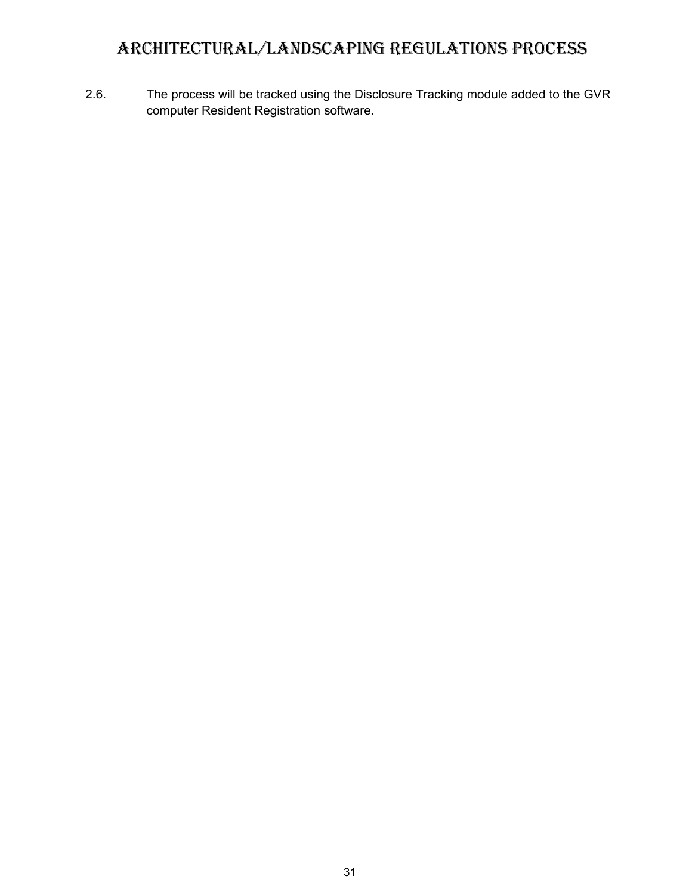# ARCHITECTURAL/LANDSCAPING REGULATIONS PROCESS

2.6. The process will be tracked using the Disclosure Tracking module added to the GVR computer Resident Registration software.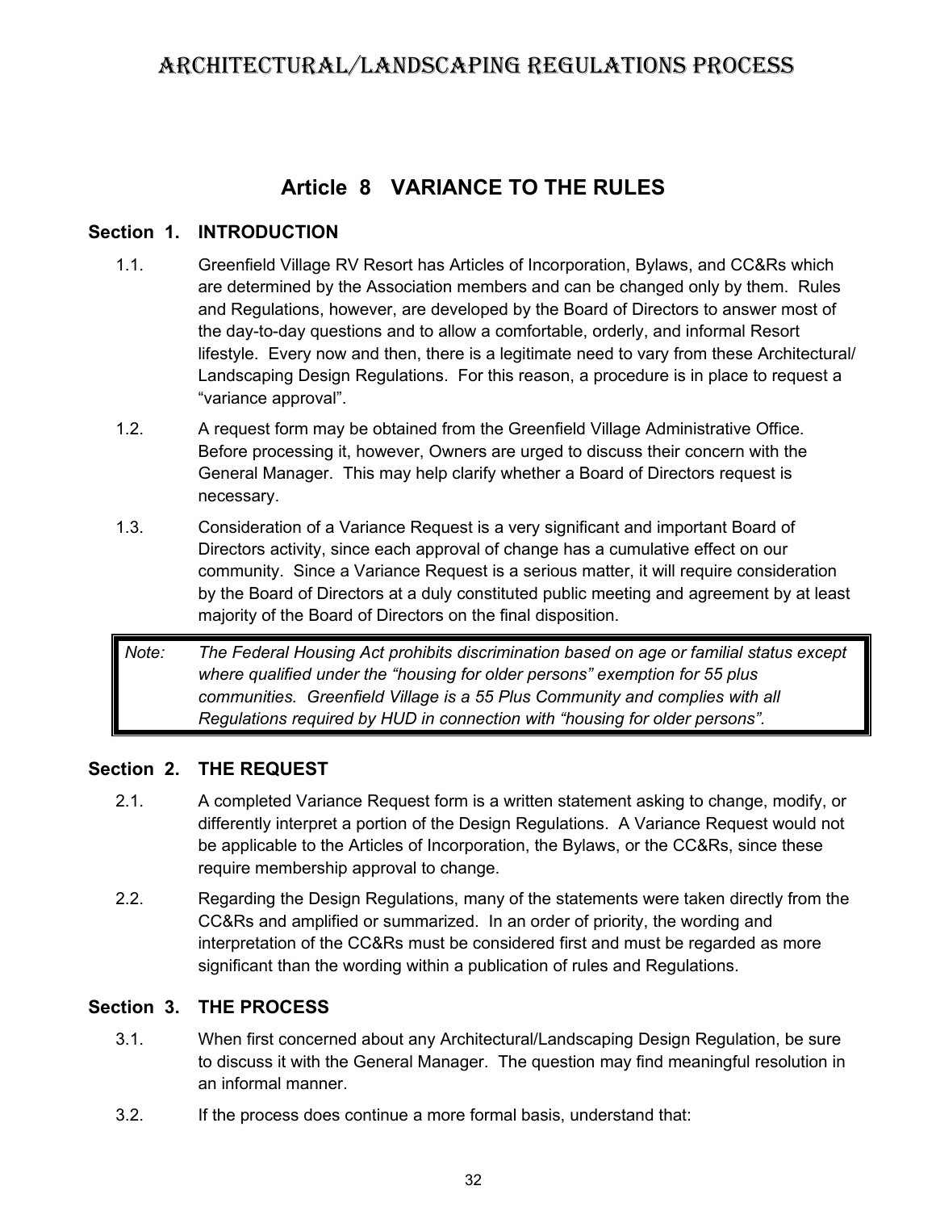# ARCHITECTURAL/LANDSCAPING REGULATIONS PROCESS

## Article 8 VARIANCE TO THE RULES

### Section 1. INTRODUCTION

1.1. Greenfield Village RV Resort has Articles of Incorporation, Bylaws, and CC&Rs which are determined by the Association members and can be changed only by them. Rules and Regulations, however, are developed by the Board of Directors to answer most of the day-to-day questions and to allow a comfortable, orderly, and informal Resort lifestyle. Every now and then, there is a legitimate need to vary from these Architectural/ Landscaping Design Regulations. For this reason, a procedure is in place to request a "variance approval".

1.2. A request form may be obtained from the Greenfield Village Administrative Office. Before processing it, however, Owners are urged to discuss their concern with the General Manager. This may help clarify whether a Board of Directors request is necessary.

1.3. Consideration of a Variance Request is a very significant and important Board of Directors activity, since each approval of change has a cumulative effect on our community. Since a Variance Request is a serious matter, it will require consideration by the Board of Directors at a duly constituted public meeting and agreement by at least majority of the Board of Directors on the final disposition.

> *Note: The Federal Housing Act prohibits discrimination based on age or familial status except where qualified under the "housing for older persons" exemption for 55 plus communities. Greenfield Village is a 55 Plus Community and complies with all Regulations required by HUD in connection with "housing for older persons".*

### Section 2. THE REQUEST

2.1. A completed Variance Request form is a written statement asking to change, modify, or differently interpret a portion of the Design Regulations. A Variance Request would not be applicable to the Articles of Incorporation, the Bylaws, or the CC&Rs, since these require membership approval to change.

2.2. Regarding the Design Regulations, many of the statements were taken directly from the CC&Rs and amplified or summarized. In an order of priority, the wording and interpretation of the CC&Rs must be considered first and must be regarded as more significant than the wording within a publication of rules and Regulations.

### Section 3. THE PROCESS

3.1. When first concerned about any Architectural/Landscaping Design Regulation, be sure to discuss it with the General Manager. The question may find meaningful resolution in an informal manner.

3.2. If the process does continue a more formal basis, understand that: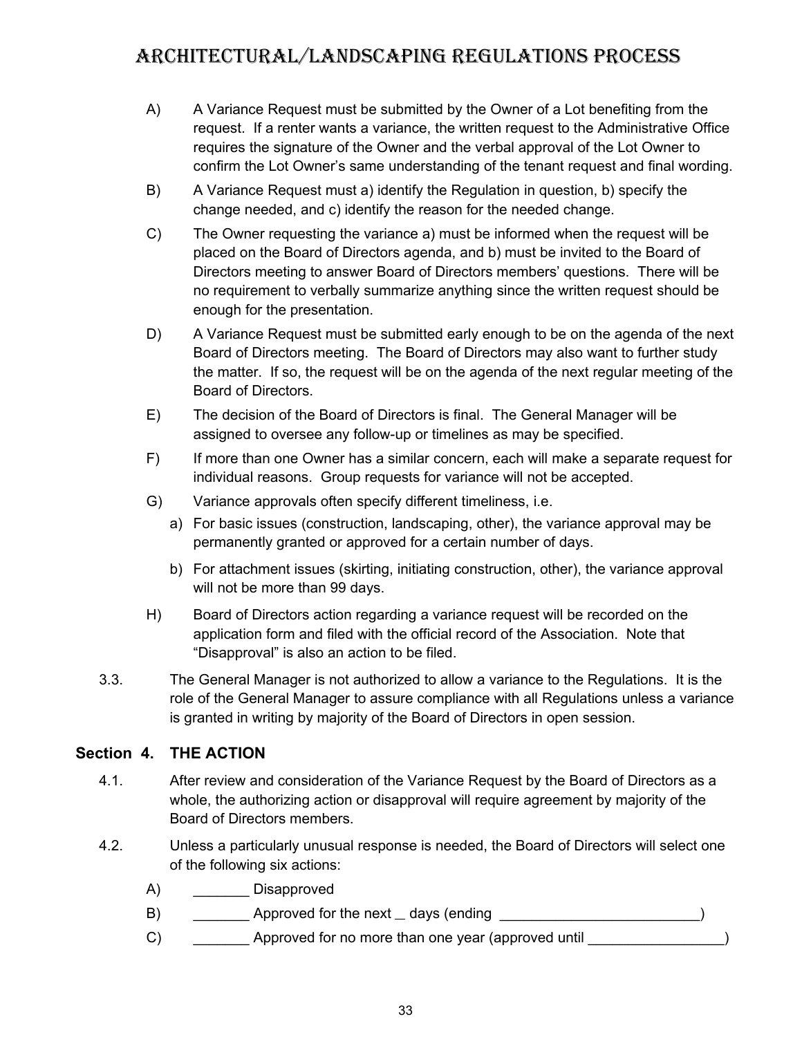A) A Variance Request must be submitted by the Owner of a Lot benefiting from the request. If a renter wants a variance, the written request to the Administrative Office requires the signature of the Owner and the verbal approval of the Lot Owner to confirm the Lot Owner's same understanding of the tenant request and final wording.

B) A Variance Request must a) identify the Regulation in question, b) specify the change needed, and c) identify the reason for the needed change.

C) The Owner requesting the variance a) must be informed when the request will be placed on the Board of Directors agenda, and b) must be invited to the Board of Directors meeting to answer Board of Directors members' questions. There will be no requirement to verbally summarize anything since the written request should be enough for the presentation.

D) A Variance Request must be submitted early enough to be on the agenda of the next Board of Directors meeting. The Board of Directors may also want to further study the matter. If so, the request will be on the agenda of the next regular meeting of the Board of Directors.

E) The decision of the Board of Directors is final. The General Manager will be assigned to oversee any follow-up or timelines as may be specified.

F) If more than one Owner has a similar concern, each will make a separate request for individual reasons. Group requests for variance will not be accepted.

G) Variance approvals often specify different timeliness, i.e.

   a) For basic issues (construction, landscaping, other), the variance approval may be permanently granted or approved for a certain number of days.

   b) For attachment issues (skirting, initiating construction, other), the variance approval will not be more than 99 days.

H) Board of Directors action regarding a variance request will be recorded on the application form and filed with the official record of the Association. Note that "Disapproval" is also an action to be filed.

3.3. The General Manager is not authorized to allow a variance to the Regulations. It is the role of the General Manager to assure compliance with all Regulations unless a variance is granted in writing by majority of the Board of Directors in open session.

## Section 4. THE ACTION

4.1. After review and consideration of the Variance Request by the Board of Directors as a whole, the authorizing action or disapproval will require agreement by majority of the Board of Directors members.

4.2. Unless a particularly unusual response is needed, the Board of Directors will select one of the following six actions:

A) _______ Disapproved

B) _______ Approved for the next _ days (ending _________________________)

C) _______ Approved for no more than one year (approved until _________________)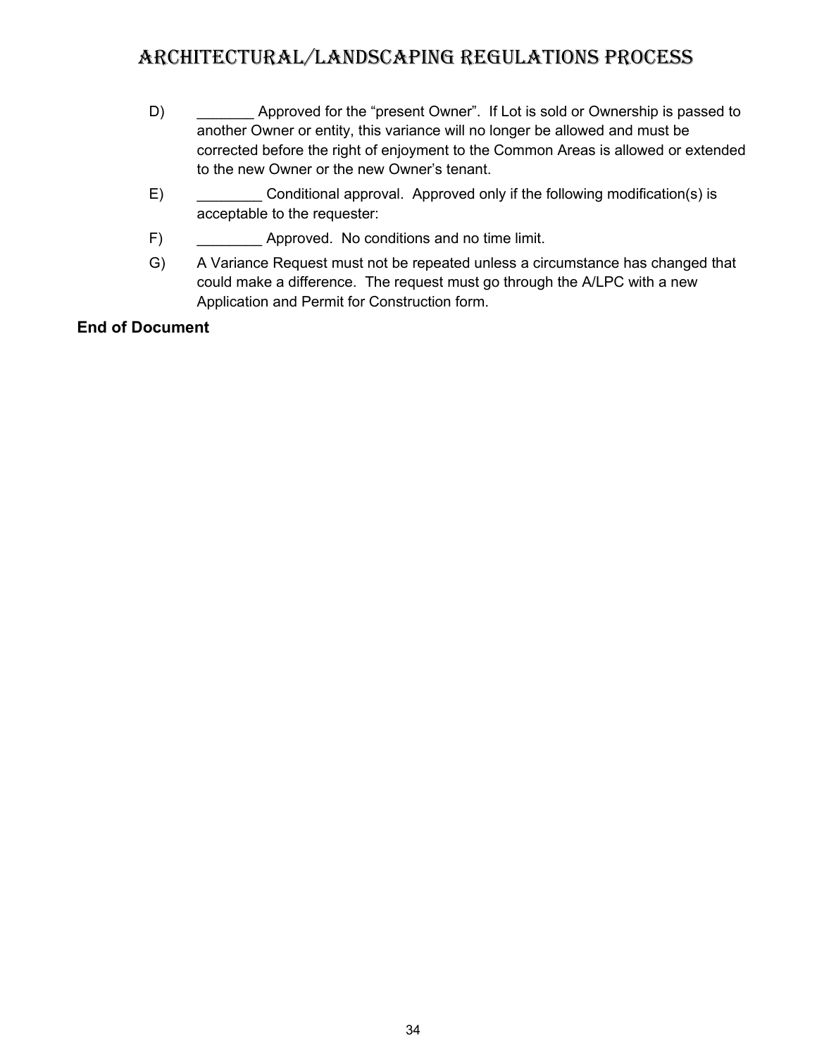D) _______ Approved for the "present Owner". If Lot is sold or Ownership is passed to another Owner or entity, this variance will no longer be allowed and must be corrected before the right of enjoyment to the Common Areas is allowed or extended to the new Owner or the new Owner's tenant.

E) ________ Conditional approval. Approved only if the following modification(s) is acceptable to the requester:

F) ________ Approved. No conditions and no time limit.

G) A Variance Request must not be repeated unless a circumstance has changed that could make a difference. The request must go through the A/LPC with a new Application and Permit for Construction form.

**End of Document**